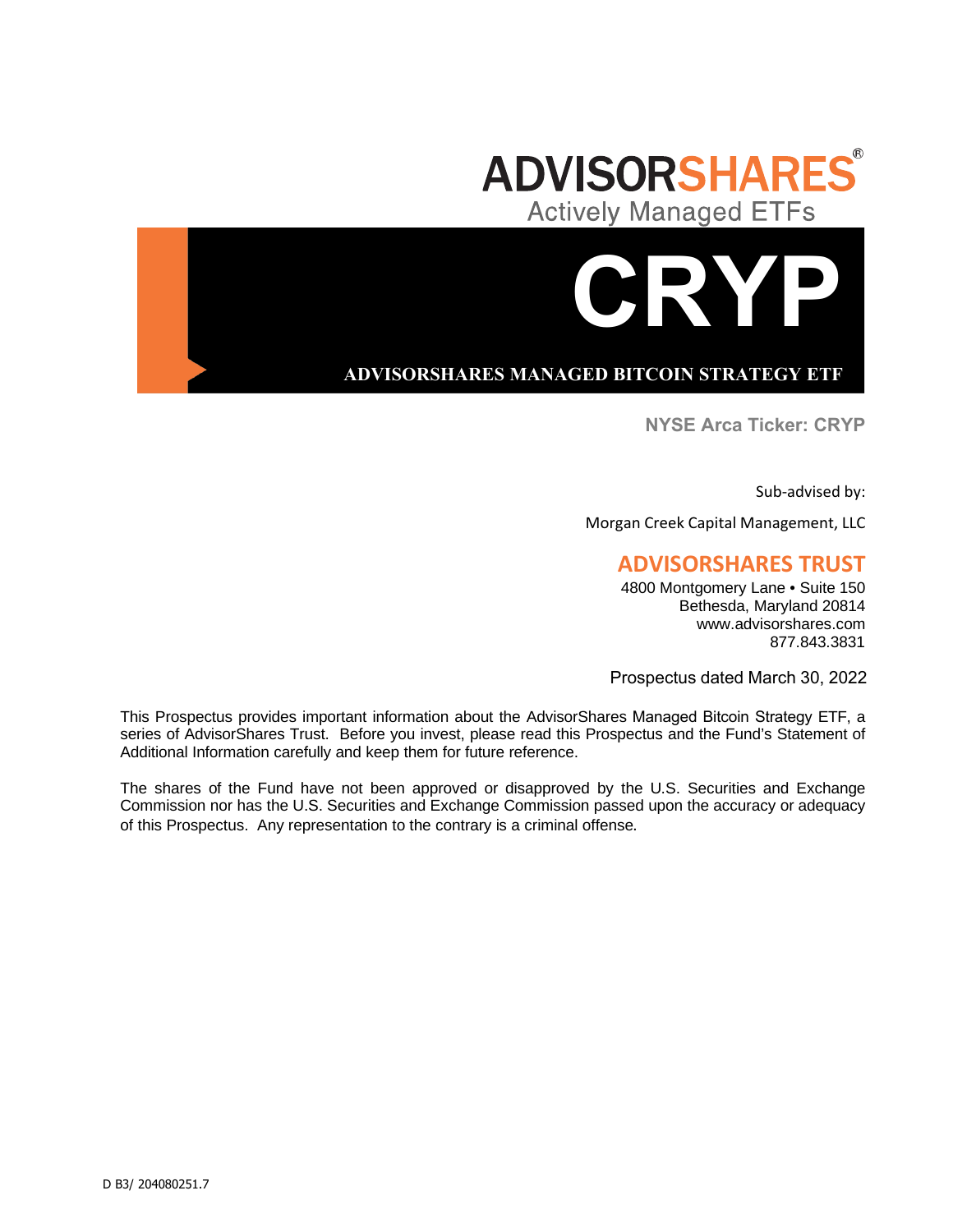# ADVISORSHARES®

Actively Managed ETFs

# CRYP

**ADVISORSHARES MANAGED BITCOIN STRATEGY ETF**

**NYSE Arca Ticker: CRYP**

Sub-advised by:

Morgan Creek Capital Management, LLC

## ADVISORSHARES TRUST

4800 Montgomery Lane • Suite 150
Bethesda, Maryland 20814
www.advisorshares.com
877.843.3831

Prospectus dated March 30, 2022

This Prospectus provides important information about the AdvisorShares Managed Bitcoin Strategy ETF, a series of AdvisorShares Trust. Before you invest, please read this Prospectus and the Fund's Statement of Additional Information carefully and keep them for future reference.

The shares of the Fund have not been approved or disapproved by the U.S. Securities and Exchange Commission nor has the U.S. Securities and Exchange Commission passed upon the accuracy or adequacy of this Prospectus. Any representation to the contrary is a criminal offense.

D B3/ 204080251.7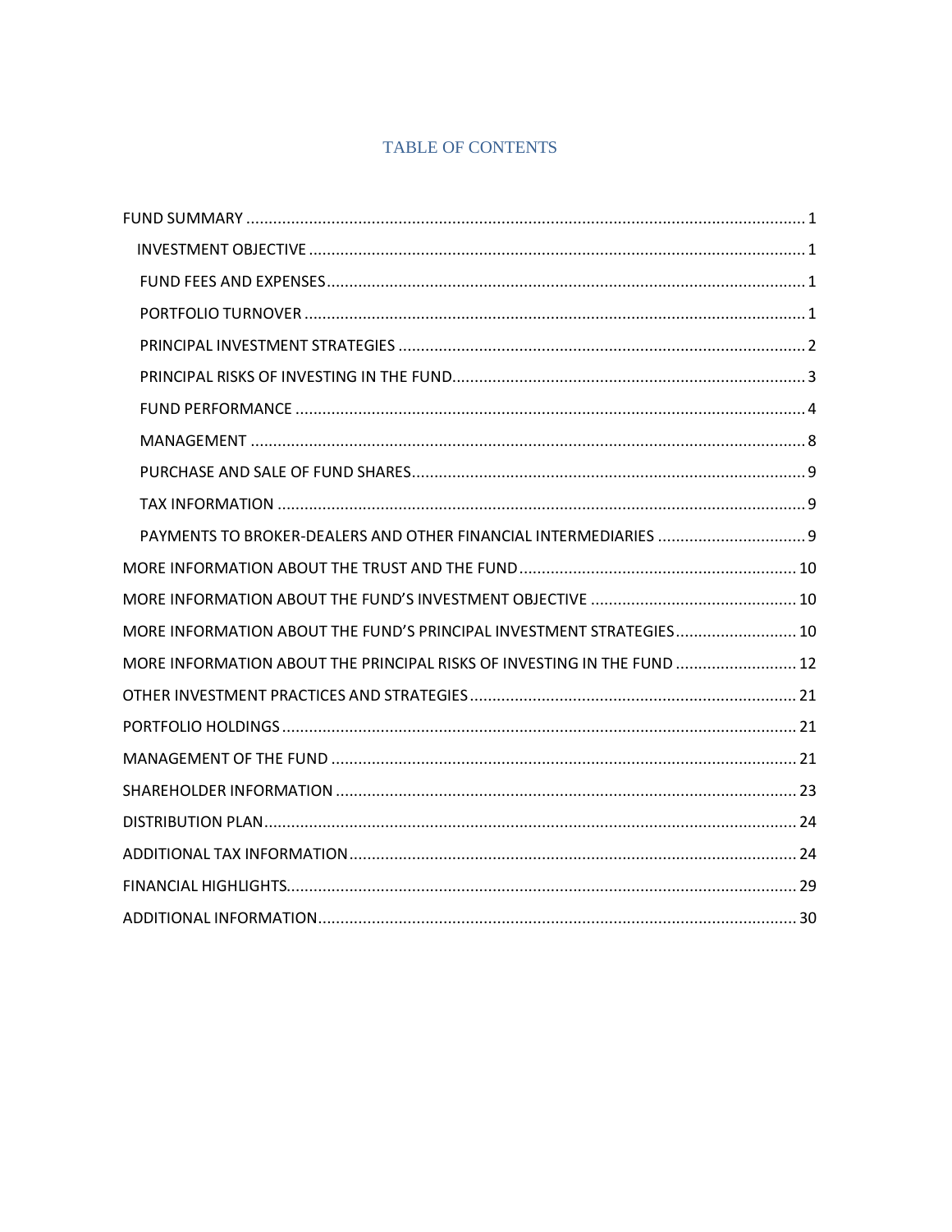# TABLE OF CONTENTS

- FUND SUMMARY ..... 1
  - INVESTMENT OBJECTIVE ..... 1
  - FUND FEES AND EXPENSES ..... 1
  - PORTFOLIO TURNOVER ..... 1
  - PRINCIPAL INVESTMENT STRATEGIES ..... 2
  - PRINCIPAL RISKS OF INVESTING IN THE FUND ..... 3
  - FUND PERFORMANCE ..... 4
  - MANAGEMENT ..... 8
  - PURCHASE AND SALE OF FUND SHARES ..... 9
  - TAX INFORMATION ..... 9
  - PAYMENTS TO BROKER-DEALERS AND OTHER FINANCIAL INTERMEDIARIES ..... 9
- MORE INFORMATION ABOUT THE TRUST AND THE FUND ..... 10
- MORE INFORMATION ABOUT THE FUND'S INVESTMENT OBJECTIVE ..... 10
- MORE INFORMATION ABOUT THE FUND'S PRINCIPAL INVESTMENT STRATEGIES ..... 10
- MORE INFORMATION ABOUT THE PRINCIPAL RISKS OF INVESTING IN THE FUND ..... 12
- OTHER INVESTMENT PRACTICES AND STRATEGIES ..... 21
- PORTFOLIO HOLDINGS ..... 21
- MANAGEMENT OF THE FUND ..... 21
- SHAREHOLDER INFORMATION ..... 23
- DISTRIBUTION PLAN ..... 24
- ADDITIONAL TAX INFORMATION ..... 24
- FINANCIAL HIGHLIGHTS ..... 29
- ADDITIONAL INFORMATION ..... 30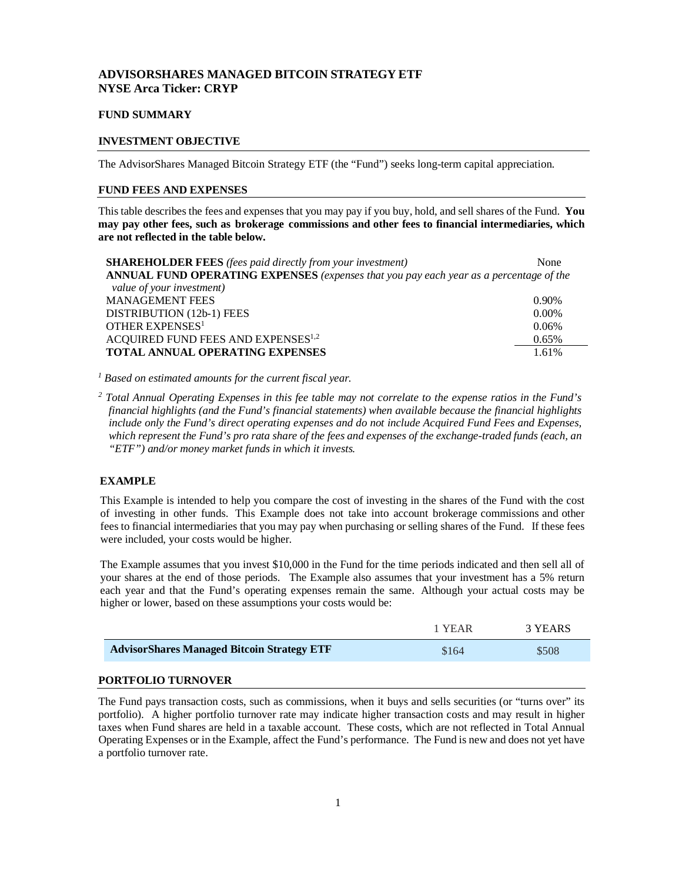# ADVISORSHARES MANAGED BITCOIN STRATEGY ETF
# NYSE Arca Ticker: CRYP

## FUND SUMMARY

### INVESTMENT OBJECTIVE

The AdvisorShares Managed Bitcoin Strategy ETF (the "Fund") seeks long-term capital appreciation.

### FUND FEES AND EXPENSES

This table describes the fees and expenses that you may pay if you buy, hold, and sell shares of the Fund. **You may pay other fees, such as brokerage commissions and other fees to financial intermediaries, which are not reflected in the table below.**

| | |
|---|---|
| **SHAREHOLDER FEES** *(fees paid directly from your investment)* | None |
| **ANNUAL FUND OPERATING EXPENSES** *(expenses that you pay each year as a percentage of the value of your investment)* | |
| MANAGEMENT FEES | 0.90% |
| DISTRIBUTION (12b-1) FEES | 0.00% |
| OTHER EXPENSES[1] | 0.06% |
| ACQUIRED FUND FEES AND EXPENSES[1,2] | 0.65% |
| **TOTAL ANNUAL OPERATING EXPENSES** | 1.61% |

*[1] Based on estimated amounts for the current fiscal year.*

*[2] Total Annual Operating Expenses in this fee table may not correlate to the expense ratios in the Fund's financial highlights (and the Fund's financial statements) when available because the financial highlights include only the Fund's direct operating expenses and do not include Acquired Fund Fees and Expenses, which represent the Fund's pro rata share of the fees and expenses of the exchange-traded funds (each, an "ETF") and/or money market funds in which it invests.*

### EXAMPLE

This Example is intended to help you compare the cost of investing in the shares of the Fund with the cost of investing in other funds. This Example does not take into account brokerage commissions and other fees to financial intermediaries that you may pay when purchasing or selling shares of the Fund. If these fees were included, your costs would be higher.

The Example assumes that you invest $10,000 in the Fund for the time periods indicated and then sell all of your shares at the end of those periods. The Example also assumes that your investment has a 5% return each year and that the Fund's operating expenses remain the same. Although your actual costs may be higher or lower, based on these assumptions your costs would be:

| | 1 YEAR | 3 YEARS |
|---|---|---|
| **AdvisorShares Managed Bitcoin Strategy ETF** | $164 | $508 |

### PORTFOLIO TURNOVER

The Fund pays transaction costs, such as commissions, when it buys and sells securities (or "turns over" its portfolio). A higher portfolio turnover rate may indicate higher transaction costs and may result in higher taxes when Fund shares are held in a taxable account. These costs, which are not reflected in Total Annual Operating Expenses or in the Example, affect the Fund's performance. The Fund is new and does not yet have a portfolio turnover rate.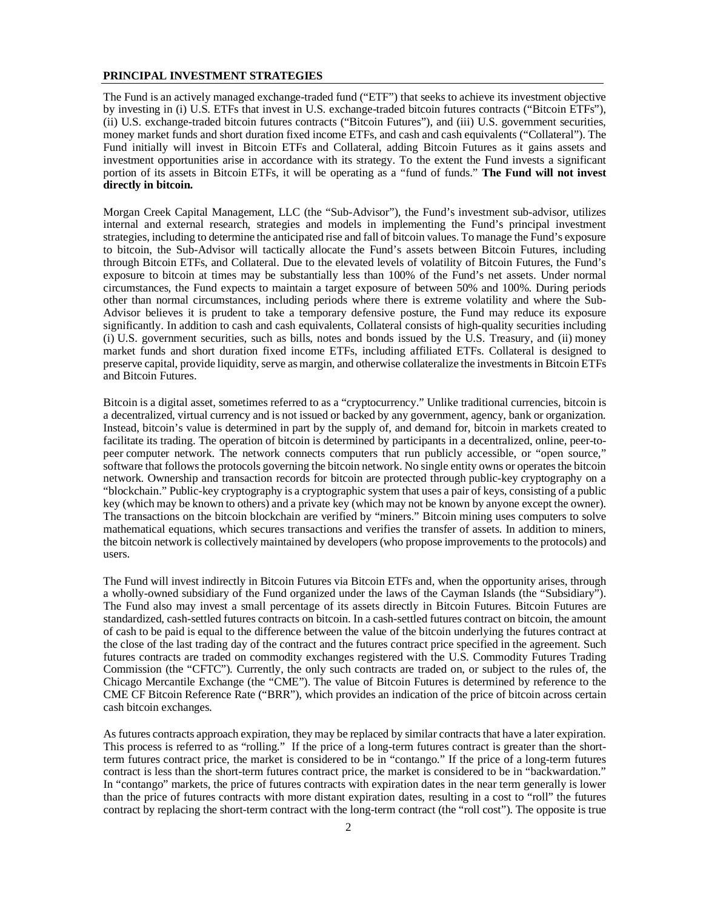## PRINCIPAL INVESTMENT STRATEGIES

The Fund is an actively managed exchange-traded fund ("ETF") that seeks to achieve its investment objective by investing in (i) U.S. ETFs that invest in U.S. exchange-traded bitcoin futures contracts ("Bitcoin ETFs"), (ii) U.S. exchange-traded bitcoin futures contracts ("Bitcoin Futures"), and (iii) U.S. government securities, money market funds and short duration fixed income ETFs, and cash and cash equivalents ("Collateral"). The Fund initially will invest in Bitcoin ETFs and Collateral, adding Bitcoin Futures as it gains assets and investment opportunities arise in accordance with its strategy. To the extent the Fund invests a significant portion of its assets in Bitcoin ETFs, it will be operating as a "fund of funds." **The Fund will not invest directly in bitcoin.**

Morgan Creek Capital Management, LLC (the "Sub-Advisor"), the Fund's investment sub-advisor, utilizes internal and external research, strategies and models in implementing the Fund's principal investment strategies, including to determine the anticipated rise and fall of bitcoin values. To manage the Fund's exposure to bitcoin, the Sub-Advisor will tactically allocate the Fund's assets between Bitcoin Futures, including through Bitcoin ETFs, and Collateral. Due to the elevated levels of volatility of Bitcoin Futures, the Fund's exposure to bitcoin at times may be substantially less than 100% of the Fund's net assets. Under normal circumstances, the Fund expects to maintain a target exposure of between 50% and 100%. During periods other than normal circumstances, including periods where there is extreme volatility and where the Sub-Advisor believes it is prudent to take a temporary defensive posture, the Fund may reduce its exposure significantly. In addition to cash and cash equivalents, Collateral consists of high-quality securities including (i) U.S. government securities, such as bills, notes and bonds issued by the U.S. Treasury, and (ii) money market funds and short duration fixed income ETFs, including affiliated ETFs. Collateral is designed to preserve capital, provide liquidity, serve as margin, and otherwise collateralize the investments in Bitcoin ETFs and Bitcoin Futures.

Bitcoin is a digital asset, sometimes referred to as a "cryptocurrency." Unlike traditional currencies, bitcoin is a decentralized, virtual currency and is not issued or backed by any government, agency, bank or organization. Instead, bitcoin's value is determined in part by the supply of, and demand for, bitcoin in markets created to facilitate its trading. The operation of bitcoin is determined by participants in a decentralized, online, peer-to-peer computer network. The network connects computers that run publicly accessible, or "open source," software that follows the protocols governing the bitcoin network. No single entity owns or operates the bitcoin network. Ownership and transaction records for bitcoin are protected through public-key cryptography on a "blockchain." Public-key cryptography is a cryptographic system that uses a pair of keys, consisting of a public key (which may be known to others) and a private key (which may not be known by anyone except the owner). The transactions on the bitcoin blockchain are verified by "miners." Bitcoin mining uses computers to solve mathematical equations, which secures transactions and verifies the transfer of assets. In addition to miners, the bitcoin network is collectively maintained by developers (who propose improvements to the protocols) and users.

The Fund will invest indirectly in Bitcoin Futures via Bitcoin ETFs and, when the opportunity arises, through a wholly-owned subsidiary of the Fund organized under the laws of the Cayman Islands (the "Subsidiary"). The Fund also may invest a small percentage of its assets directly in Bitcoin Futures. Bitcoin Futures are standardized, cash-settled futures contracts on bitcoin. In a cash-settled futures contract on bitcoin, the amount of cash to be paid is equal to the difference between the value of the bitcoin underlying the futures contract at the close of the last trading day of the contract and the futures contract price specified in the agreement. Such futures contracts are traded on commodity exchanges registered with the U.S. Commodity Futures Trading Commission (the "CFTC"). Currently, the only such contracts are traded on, or subject to the rules of, the Chicago Mercantile Exchange (the "CME"). The value of Bitcoin Futures is determined by reference to the CME CF Bitcoin Reference Rate ("BRR"), which provides an indication of the price of bitcoin across certain cash bitcoin exchanges.

As futures contracts approach expiration, they may be replaced by similar contracts that have a later expiration. This process is referred to as "rolling." If the price of a long-term futures contract is greater than the short-term futures contract price, the market is considered to be in "contango." If the price of a long-term futures contract is less than the short-term futures contract price, the market is considered to be in "backwardation." In "contango" markets, the price of futures contracts with expiration dates in the near term generally is lower than the price of futures contracts with more distant expiration dates, resulting in a cost to "roll" the futures contract by replacing the short-term contract with the long-term contract (the "roll cost"). The opposite is true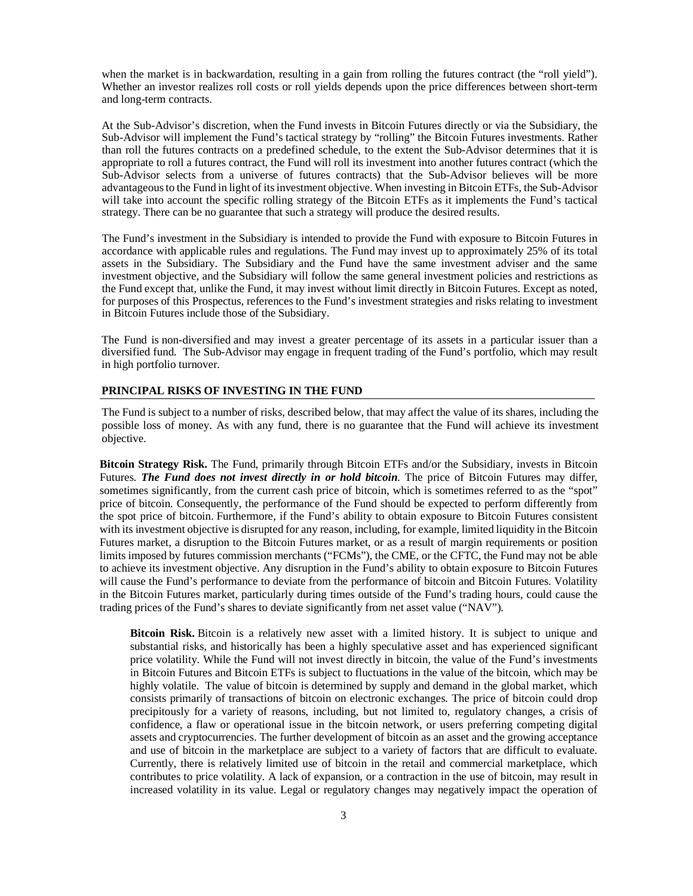when the market is in backwardation, resulting in a gain from rolling the futures contract (the "roll yield"). Whether an investor realizes roll costs or roll yields depends upon the price differences between short-term and long-term contracts.

At the Sub-Advisor's discretion, when the Fund invests in Bitcoin Futures directly or via the Subsidiary, the Sub-Advisor will implement the Fund's tactical strategy by "rolling" the Bitcoin Futures investments. Rather than roll the futures contracts on a predefined schedule, to the extent the Sub-Advisor determines that it is appropriate to roll a futures contract, the Fund will roll its investment into another futures contract (which the Sub-Advisor selects from a universe of futures contracts) that the Sub-Advisor believes will be more advantageous to the Fund in light of its investment objective. When investing in Bitcoin ETFs, the Sub-Advisor will take into account the specific rolling strategy of the Bitcoin ETFs as it implements the Fund's tactical strategy. There can be no guarantee that such a strategy will produce the desired results.

The Fund's investment in the Subsidiary is intended to provide the Fund with exposure to Bitcoin Futures in accordance with applicable rules and regulations. The Fund may invest up to approximately 25% of its total assets in the Subsidiary. The Subsidiary and the Fund have the same investment adviser and the same investment objective, and the Subsidiary will follow the same general investment policies and restrictions as the Fund except that, unlike the Fund, it may invest without limit directly in Bitcoin Futures. Except as noted, for purposes of this Prospectus, references to the Fund's investment strategies and risks relating to investment in Bitcoin Futures include those of the Subsidiary.

The Fund is non-diversified and may invest a greater percentage of its assets in a particular issuer than a diversified fund. The Sub-Advisor may engage in frequent trading of the Fund's portfolio, which may result in high portfolio turnover.

## PRINCIPAL RISKS OF INVESTING IN THE FUND

The Fund is subject to a number of risks, described below, that may affect the value of its shares, including the possible loss of money. As with any fund, there is no guarantee that the Fund will achieve its investment objective.

**Bitcoin Strategy Risk.** The Fund, primarily through Bitcoin ETFs and/or the Subsidiary, invests in Bitcoin Futures. ***The Fund does not invest directly in or hold bitcoin***. The price of Bitcoin Futures may differ, sometimes significantly, from the current cash price of bitcoin, which is sometimes referred to as the "spot" price of bitcoin. Consequently, the performance of the Fund should be expected to perform differently from the spot price of bitcoin. Furthermore, if the Fund's ability to obtain exposure to Bitcoin Futures consistent with its investment objective is disrupted for any reason, including, for example, limited liquidity in the Bitcoin Futures market, a disruption to the Bitcoin Futures market, or as a result of margin requirements or position limits imposed by futures commission merchants ("FCMs"), the CME, or the CFTC, the Fund may not be able to achieve its investment objective. Any disruption in the Fund's ability to obtain exposure to Bitcoin Futures will cause the Fund's performance to deviate from the performance of bitcoin and Bitcoin Futures. Volatility in the Bitcoin Futures market, particularly during times outside of the Fund's trading hours, could cause the trading prices of the Fund's shares to deviate significantly from net asset value ("NAV").

**Bitcoin Risk.** Bitcoin is a relatively new asset with a limited history. It is subject to unique and substantial risks, and historically has been a highly speculative asset and has experienced significant price volatility. While the Fund will not invest directly in bitcoin, the value of the Fund's investments in Bitcoin Futures and Bitcoin ETFs is subject to fluctuations in the value of the bitcoin, which may be highly volatile. The value of bitcoin is determined by supply and demand in the global market, which consists primarily of transactions of bitcoin on electronic exchanges. The price of bitcoin could drop precipitously for a variety of reasons, including, but not limited to, regulatory changes, a crisis of confidence, a flaw or operational issue in the bitcoin network, or users preferring competing digital assets and cryptocurrencies. The further development of bitcoin as an asset and the growing acceptance and use of bitcoin in the marketplace are subject to a variety of factors that are difficult to evaluate. Currently, there is relatively limited use of bitcoin in the retail and commercial marketplace, which contributes to price volatility. A lack of expansion, or a contraction in the use of bitcoin, may result in increased volatility in its value. Legal or regulatory changes may negatively impact the operation of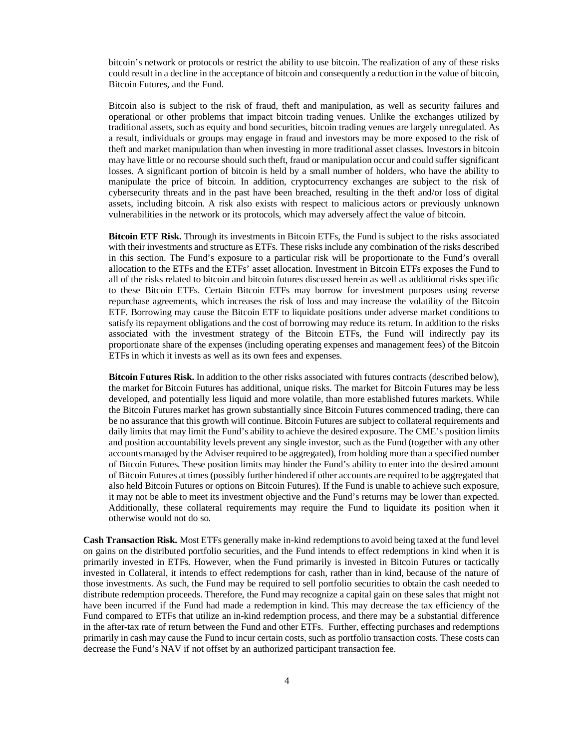bitcoin's network or protocols or restrict the ability to use bitcoin. The realization of any of these risks could result in a decline in the acceptance of bitcoin and consequently a reduction in the value of bitcoin, Bitcoin Futures, and the Fund.

Bitcoin also is subject to the risk of fraud, theft and manipulation, as well as security failures and operational or other problems that impact bitcoin trading venues. Unlike the exchanges utilized by traditional assets, such as equity and bond securities, bitcoin trading venues are largely unregulated. As a result, individuals or groups may engage in fraud and investors may be more exposed to the risk of theft and market manipulation than when investing in more traditional asset classes. Investors in bitcoin may have little or no recourse should such theft, fraud or manipulation occur and could suffer significant losses. A significant portion of bitcoin is held by a small number of holders, who have the ability to manipulate the price of bitcoin. In addition, cryptocurrency exchanges are subject to the risk of cybersecurity threats and in the past have been breached, resulting in the theft and/or loss of digital assets, including bitcoin. A risk also exists with respect to malicious actors or previously unknown vulnerabilities in the network or its protocols, which may adversely affect the value of bitcoin.

**Bitcoin ETF Risk.** Through its investments in Bitcoin ETFs, the Fund is subject to the risks associated with their investments and structure as ETFs. These risks include any combination of the risks described in this section. The Fund's exposure to a particular risk will be proportionate to the Fund's overall allocation to the ETFs and the ETFs' asset allocation. Investment in Bitcoin ETFs exposes the Fund to all of the risks related to bitcoin and bitcoin futures discussed herein as well as additional risks specific to these Bitcoin ETFs. Certain Bitcoin ETFs may borrow for investment purposes using reverse repurchase agreements, which increases the risk of loss and may increase the volatility of the Bitcoin ETF. Borrowing may cause the Bitcoin ETF to liquidate positions under adverse market conditions to satisfy its repayment obligations and the cost of borrowing may reduce its return. In addition to the risks associated with the investment strategy of the Bitcoin ETFs, the Fund will indirectly pay its proportionate share of the expenses (including operating expenses and management fees) of the Bitcoin ETFs in which it invests as well as its own fees and expenses.

**Bitcoin Futures Risk.** In addition to the other risks associated with futures contracts (described below), the market for Bitcoin Futures has additional, unique risks. The market for Bitcoin Futures may be less developed, and potentially less liquid and more volatile, than more established futures markets. While the Bitcoin Futures market has grown substantially since Bitcoin Futures commenced trading, there can be no assurance that this growth will continue. Bitcoin Futures are subject to collateral requirements and daily limits that may limit the Fund's ability to achieve the desired exposure. The CME's position limits and position accountability levels prevent any single investor, such as the Fund (together with any other accounts managed by the Adviser required to be aggregated), from holding more than a specified number of Bitcoin Futures. These position limits may hinder the Fund's ability to enter into the desired amount of Bitcoin Futures at times (possibly further hindered if other accounts are required to be aggregated that also held Bitcoin Futures or options on Bitcoin Futures). If the Fund is unable to achieve such exposure, it may not be able to meet its investment objective and the Fund's returns may be lower than expected. Additionally, these collateral requirements may require the Fund to liquidate its position when it otherwise would not do so.

**Cash Transaction Risk.** Most ETFs generally make in-kind redemptions to avoid being taxed at the fund level on gains on the distributed portfolio securities, and the Fund intends to effect redemptions in kind when it is primarily invested in ETFs. However, when the Fund primarily is invested in Bitcoin Futures or tactically invested in Collateral, it intends to effect redemptions for cash, rather than in kind, because of the nature of those investments. As such, the Fund may be required to sell portfolio securities to obtain the cash needed to distribute redemption proceeds. Therefore, the Fund may recognize a capital gain on these sales that might not have been incurred if the Fund had made a redemption in kind. This may decrease the tax efficiency of the Fund compared to ETFs that utilize an in-kind redemption process, and there may be a substantial difference in the after-tax rate of return between the Fund and other ETFs. Further, effecting purchases and redemptions primarily in cash may cause the Fund to incur certain costs, such as portfolio transaction costs. These costs can decrease the Fund's NAV if not offset by an authorized participant transaction fee.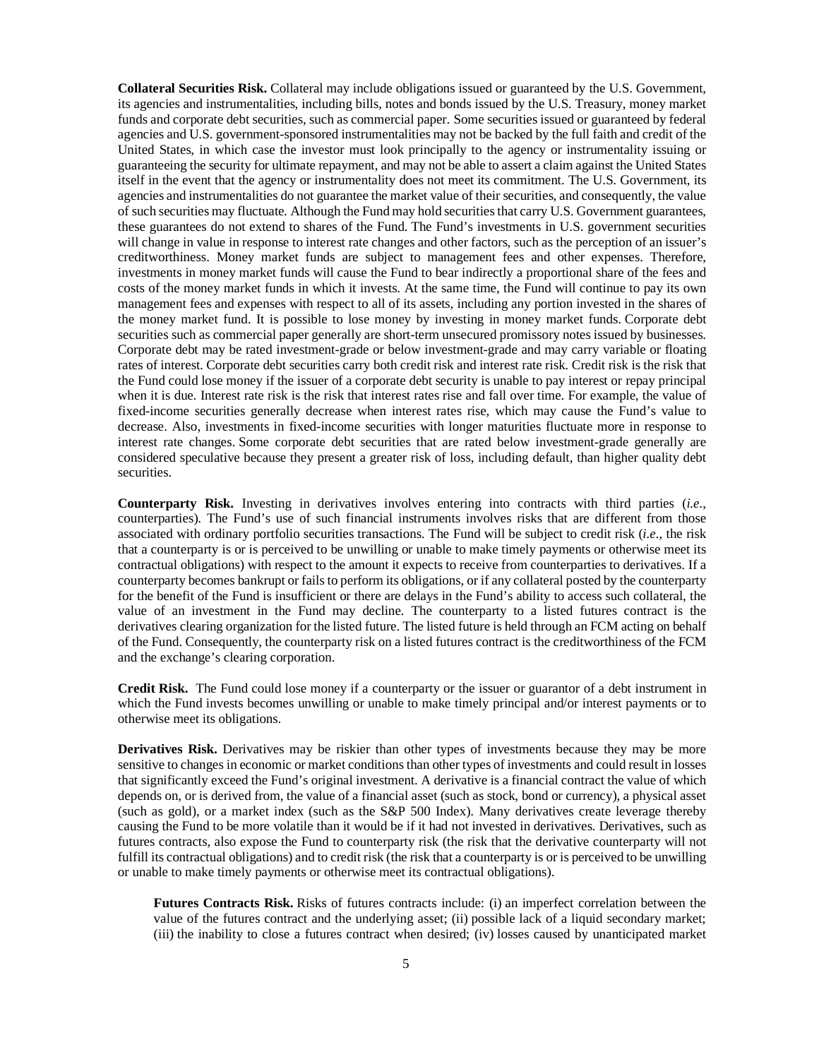**Collateral Securities Risk.** Collateral may include obligations issued or guaranteed by the U.S. Government, its agencies and instrumentalities, including bills, notes and bonds issued by the U.S. Treasury, money market funds and corporate debt securities, such as commercial paper. Some securities issued or guaranteed by federal agencies and U.S. government-sponsored instrumentalities may not be backed by the full faith and credit of the United States, in which case the investor must look principally to the agency or instrumentality issuing or guaranteeing the security for ultimate repayment, and may not be able to assert a claim against the United States itself in the event that the agency or instrumentality does not meet its commitment. The U.S. Government, its agencies and instrumentalities do not guarantee the market value of their securities, and consequently, the value of such securities may fluctuate. Although the Fund may hold securities that carry U.S. Government guarantees, these guarantees do not extend to shares of the Fund. The Fund's investments in U.S. government securities will change in value in response to interest rate changes and other factors, such as the perception of an issuer's creditworthiness. Money market funds are subject to management fees and other expenses. Therefore, investments in money market funds will cause the Fund to bear indirectly a proportional share of the fees and costs of the money market funds in which it invests. At the same time, the Fund will continue to pay its own management fees and expenses with respect to all of its assets, including any portion invested in the shares of the money market fund. It is possible to lose money by investing in money market funds. Corporate debt securities such as commercial paper generally are short-term unsecured promissory notes issued by businesses. Corporate debt may be rated investment-grade or below investment-grade and may carry variable or floating rates of interest. Corporate debt securities carry both credit risk and interest rate risk. Credit risk is the risk that the Fund could lose money if the issuer of a corporate debt security is unable to pay interest or repay principal when it is due. Interest rate risk is the risk that interest rates rise and fall over time. For example, the value of fixed-income securities generally decrease when interest rates rise, which may cause the Fund's value to decrease. Also, investments in fixed-income securities with longer maturities fluctuate more in response to interest rate changes. Some corporate debt securities that are rated below investment-grade generally are considered speculative because they present a greater risk of loss, including default, than higher quality debt securities.

**Counterparty Risk.** Investing in derivatives involves entering into contracts with third parties (*i.e.*, counterparties). The Fund's use of such financial instruments involves risks that are different from those associated with ordinary portfolio securities transactions. The Fund will be subject to credit risk (*i.e.*, the risk that a counterparty is or is perceived to be unwilling or unable to make timely payments or otherwise meet its contractual obligations) with respect to the amount it expects to receive from counterparties to derivatives. If a counterparty becomes bankrupt or fails to perform its obligations, or if any collateral posted by the counterparty for the benefit of the Fund is insufficient or there are delays in the Fund's ability to access such collateral, the value of an investment in the Fund may decline. The counterparty to a listed futures contract is the derivatives clearing organization for the listed future. The listed future is held through an FCM acting on behalf of the Fund. Consequently, the counterparty risk on a listed futures contract is the creditworthiness of the FCM and the exchange's clearing corporation.

**Credit Risk.** The Fund could lose money if a counterparty or the issuer or guarantor of a debt instrument in which the Fund invests becomes unwilling or unable to make timely principal and/or interest payments or to otherwise meet its obligations.

**Derivatives Risk.** Derivatives may be riskier than other types of investments because they may be more sensitive to changes in economic or market conditions than other types of investments and could result in losses that significantly exceed the Fund's original investment. A derivative is a financial contract the value of which depends on, or is derived from, the value of a financial asset (such as stock, bond or currency), a physical asset (such as gold), or a market index (such as the S&P 500 Index). Many derivatives create leverage thereby causing the Fund to be more volatile than it would be if it had not invested in derivatives. Derivatives, such as futures contracts, also expose the Fund to counterparty risk (the risk that the derivative counterparty will not fulfill its contractual obligations) and to credit risk (the risk that a counterparty is or is perceived to be unwilling or unable to make timely payments or otherwise meet its contractual obligations).

**Futures Contracts Risk.** Risks of futures contracts include: (i) an imperfect correlation between the value of the futures contract and the underlying asset; (ii) possible lack of a liquid secondary market; (iii) the inability to close a futures contract when desired; (iv) losses caused by unanticipated market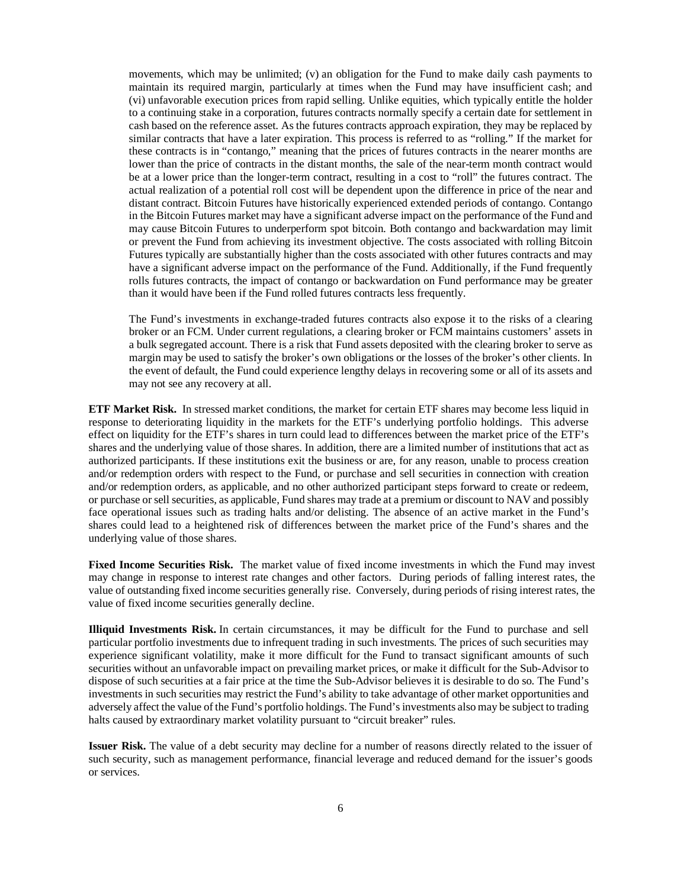movements, which may be unlimited; (v) an obligation for the Fund to make daily cash payments to maintain its required margin, particularly at times when the Fund may have insufficient cash; and (vi) unfavorable execution prices from rapid selling. Unlike equities, which typically entitle the holder to a continuing stake in a corporation, futures contracts normally specify a certain date for settlement in cash based on the reference asset. As the futures contracts approach expiration, they may be replaced by similar contracts that have a later expiration. This process is referred to as "rolling." If the market for these contracts is in "contango," meaning that the prices of futures contracts in the nearer months are lower than the price of contracts in the distant months, the sale of the near-term month contract would be at a lower price than the longer-term contract, resulting in a cost to "roll" the futures contract. The actual realization of a potential roll cost will be dependent upon the difference in price of the near and distant contract. Bitcoin Futures have historically experienced extended periods of contango. Contango in the Bitcoin Futures market may have a significant adverse impact on the performance of the Fund and may cause Bitcoin Futures to underperform spot bitcoin. Both contango and backwardation may limit or prevent the Fund from achieving its investment objective. The costs associated with rolling Bitcoin Futures typically are substantially higher than the costs associated with other futures contracts and may have a significant adverse impact on the performance of the Fund. Additionally, if the Fund frequently rolls futures contracts, the impact of contango or backwardation on Fund performance may be greater than it would have been if the Fund rolled futures contracts less frequently.

The Fund's investments in exchange-traded futures contracts also expose it to the risks of a clearing broker or an FCM. Under current regulations, a clearing broker or FCM maintains customers' assets in a bulk segregated account. There is a risk that Fund assets deposited with the clearing broker to serve as margin may be used to satisfy the broker's own obligations or the losses of the broker's other clients. In the event of default, the Fund could experience lengthy delays in recovering some or all of its assets and may not see any recovery at all.

**ETF Market Risk.** In stressed market conditions, the market for certain ETF shares may become less liquid in response to deteriorating liquidity in the markets for the ETF's underlying portfolio holdings. This adverse effect on liquidity for the ETF's shares in turn could lead to differences between the market price of the ETF's shares and the underlying value of those shares. In addition, there are a limited number of institutions that act as authorized participants. If these institutions exit the business or are, for any reason, unable to process creation and/or redemption orders with respect to the Fund, or purchase and sell securities in connection with creation and/or redemption orders, as applicable, and no other authorized participant steps forward to create or redeem, or purchase or sell securities, as applicable, Fund shares may trade at a premium or discount to NAV and possibly face operational issues such as trading halts and/or delisting. The absence of an active market in the Fund's shares could lead to a heightened risk of differences between the market price of the Fund's shares and the underlying value of those shares.

**Fixed Income Securities Risk.** The market value of fixed income investments in which the Fund may invest may change in response to interest rate changes and other factors. During periods of falling interest rates, the value of outstanding fixed income securities generally rise. Conversely, during periods of rising interest rates, the value of fixed income securities generally decline.

**Illiquid Investments Risk.** In certain circumstances, it may be difficult for the Fund to purchase and sell particular portfolio investments due to infrequent trading in such investments. The prices of such securities may experience significant volatility, make it more difficult for the Fund to transact significant amounts of such securities without an unfavorable impact on prevailing market prices, or make it difficult for the Sub-Advisor to dispose of such securities at a fair price at the time the Sub-Advisor believes it is desirable to do so. The Fund's investments in such securities may restrict the Fund's ability to take advantage of other market opportunities and adversely affect the value of the Fund's portfolio holdings. The Fund's investments also may be subject to trading halts caused by extraordinary market volatility pursuant to "circuit breaker" rules.

**Issuer Risk.** The value of a debt security may decline for a number of reasons directly related to the issuer of such security, such as management performance, financial leverage and reduced demand for the issuer's goods or services.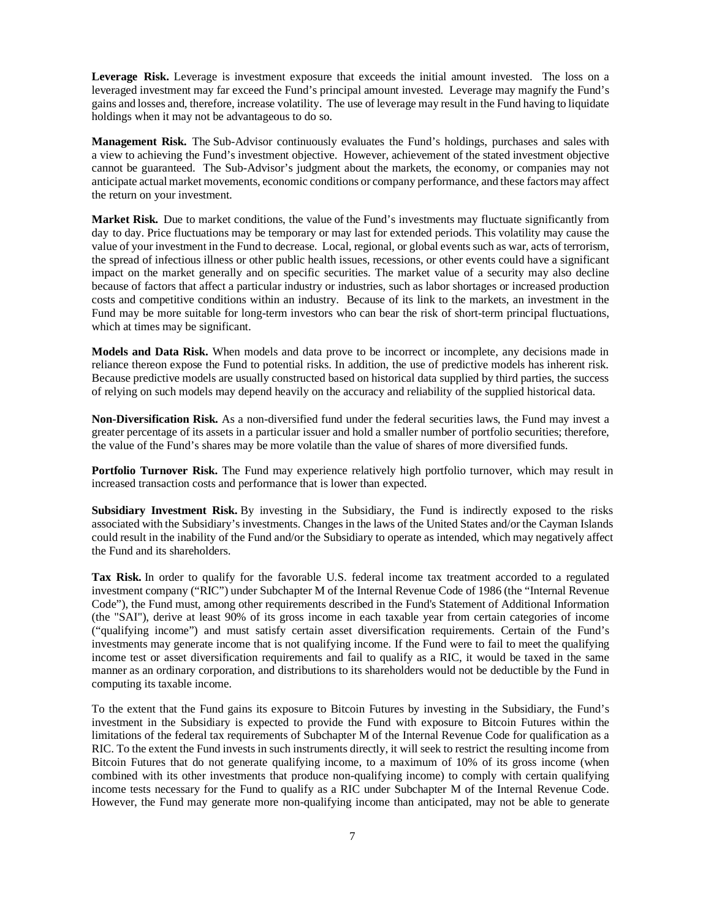**Leverage Risk.** Leverage is investment exposure that exceeds the initial amount invested. The loss on a leveraged investment may far exceed the Fund's principal amount invested. Leverage may magnify the Fund's gains and losses and, therefore, increase volatility. The use of leverage may result in the Fund having to liquidate holdings when it may not be advantageous to do so.

**Management Risk.** The Sub-Advisor continuously evaluates the Fund's holdings, purchases and sales with a view to achieving the Fund's investment objective. However, achievement of the stated investment objective cannot be guaranteed. The Sub-Advisor's judgment about the markets, the economy, or companies may not anticipate actual market movements, economic conditions or company performance, and these factors may affect the return on your investment.

**Market Risk.** Due to market conditions, the value of the Fund's investments may fluctuate significantly from day to day. Price fluctuations may be temporary or may last for extended periods. This volatility may cause the value of your investment in the Fund to decrease. Local, regional, or global events such as war, acts of terrorism, the spread of infectious illness or other public health issues, recessions, or other events could have a significant impact on the market generally and on specific securities. The market value of a security may also decline because of factors that affect a particular industry or industries, such as labor shortages or increased production costs and competitive conditions within an industry. Because of its link to the markets, an investment in the Fund may be more suitable for long-term investors who can bear the risk of short-term principal fluctuations, which at times may be significant.

**Models and Data Risk.** When models and data prove to be incorrect or incomplete, any decisions made in reliance thereon expose the Fund to potential risks. In addition, the use of predictive models has inherent risk. Because predictive models are usually constructed based on historical data supplied by third parties, the success of relying on such models may depend heavily on the accuracy and reliability of the supplied historical data.

**Non-Diversification Risk.** As a non-diversified fund under the federal securities laws, the Fund may invest a greater percentage of its assets in a particular issuer and hold a smaller number of portfolio securities; therefore, the value of the Fund's shares may be more volatile than the value of shares of more diversified funds.

**Portfolio Turnover Risk.** The Fund may experience relatively high portfolio turnover, which may result in increased transaction costs and performance that is lower than expected.

**Subsidiary Investment Risk.** By investing in the Subsidiary, the Fund is indirectly exposed to the risks associated with the Subsidiary's investments. Changes in the laws of the United States and/or the Cayman Islands could result in the inability of the Fund and/or the Subsidiary to operate as intended, which may negatively affect the Fund and its shareholders.

**Tax Risk.** In order to qualify for the favorable U.S. federal income tax treatment accorded to a regulated investment company ("RIC") under Subchapter M of the Internal Revenue Code of 1986 (the "Internal Revenue Code"), the Fund must, among other requirements described in the Fund's Statement of Additional Information (the "SAI"), derive at least 90% of its gross income in each taxable year from certain categories of income ("qualifying income") and must satisfy certain asset diversification requirements. Certain of the Fund's investments may generate income that is not qualifying income. If the Fund were to fail to meet the qualifying income test or asset diversification requirements and fail to qualify as a RIC, it would be taxed in the same manner as an ordinary corporation, and distributions to its shareholders would not be deductible by the Fund in computing its taxable income.

To the extent that the Fund gains its exposure to Bitcoin Futures by investing in the Subsidiary, the Fund's investment in the Subsidiary is expected to provide the Fund with exposure to Bitcoin Futures within the limitations of the federal tax requirements of Subchapter M of the Internal Revenue Code for qualification as a RIC. To the extent the Fund invests in such instruments directly, it will seek to restrict the resulting income from Bitcoin Futures that do not generate qualifying income, to a maximum of 10% of its gross income (when combined with its other investments that produce non-qualifying income) to comply with certain qualifying income tests necessary for the Fund to qualify as a RIC under Subchapter M of the Internal Revenue Code. However, the Fund may generate more non-qualifying income than anticipated, may not be able to generate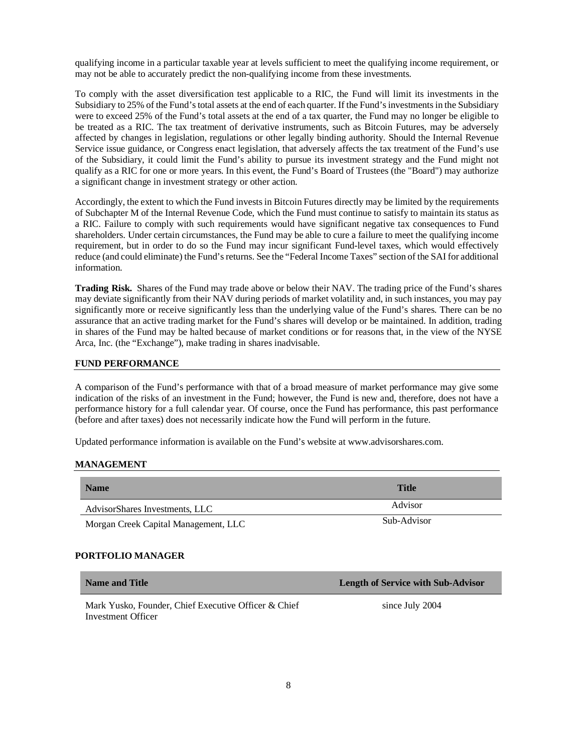qualifying income in a particular taxable year at levels sufficient to meet the qualifying income requirement, or may not be able to accurately predict the non-qualifying income from these investments.

To comply with the asset diversification test applicable to a RIC, the Fund will limit its investments in the Subsidiary to 25% of the Fund's total assets at the end of each quarter. If the Fund's investments in the Subsidiary were to exceed 25% of the Fund's total assets at the end of a tax quarter, the Fund may no longer be eligible to be treated as a RIC. The tax treatment of derivative instruments, such as Bitcoin Futures, may be adversely affected by changes in legislation, regulations or other legally binding authority. Should the Internal Revenue Service issue guidance, or Congress enact legislation, that adversely affects the tax treatment of the Fund's use of the Subsidiary, it could limit the Fund's ability to pursue its investment strategy and the Fund might not qualify as a RIC for one or more years. In this event, the Fund's Board of Trustees (the "Board") may authorize a significant change in investment strategy or other action.

Accordingly, the extent to which the Fund invests in Bitcoin Futures directly may be limited by the requirements of Subchapter M of the Internal Revenue Code, which the Fund must continue to satisfy to maintain its status as a RIC. Failure to comply with such requirements would have significant negative tax consequences to Fund shareholders. Under certain circumstances, the Fund may be able to cure a failure to meet the qualifying income requirement, but in order to do so the Fund may incur significant Fund-level taxes, which would effectively reduce (and could eliminate) the Fund's returns. See the "Federal Income Taxes" section of the SAI for additional information.

**Trading Risk.** Shares of the Fund may trade above or below their NAV. The trading price of the Fund's shares may deviate significantly from their NAV during periods of market volatility and, in such instances, you may pay significantly more or receive significantly less than the underlying value of the Fund's shares. There can be no assurance that an active trading market for the Fund's shares will develop or be maintained. In addition, trading in shares of the Fund may be halted because of market conditions or for reasons that, in the view of the NYSE Arca, Inc. (the "Exchange"), make trading in shares inadvisable.

## FUND PERFORMANCE

A comparison of the Fund's performance with that of a broad measure of market performance may give some indication of the risks of an investment in the Fund; however, the Fund is new and, therefore, does not have a performance history for a full calendar year. Of course, once the Fund has performance, this past performance (before and after taxes) does not necessarily indicate how the Fund will perform in the future.

Updated performance information is available on the Fund's website at www.advisorshares.com.

## MANAGEMENT

| Name | Title |
|---|---|
| AdvisorShares Investments, LLC | Advisor |
| Morgan Creek Capital Management, LLC | Sub-Advisor |

## PORTFOLIO MANAGER

| Name and Title | Length of Service with Sub-Advisor |
|---|---|
| Mark Yusko, Founder, Chief Executive Officer & Chief Investment Officer | since July 2004 |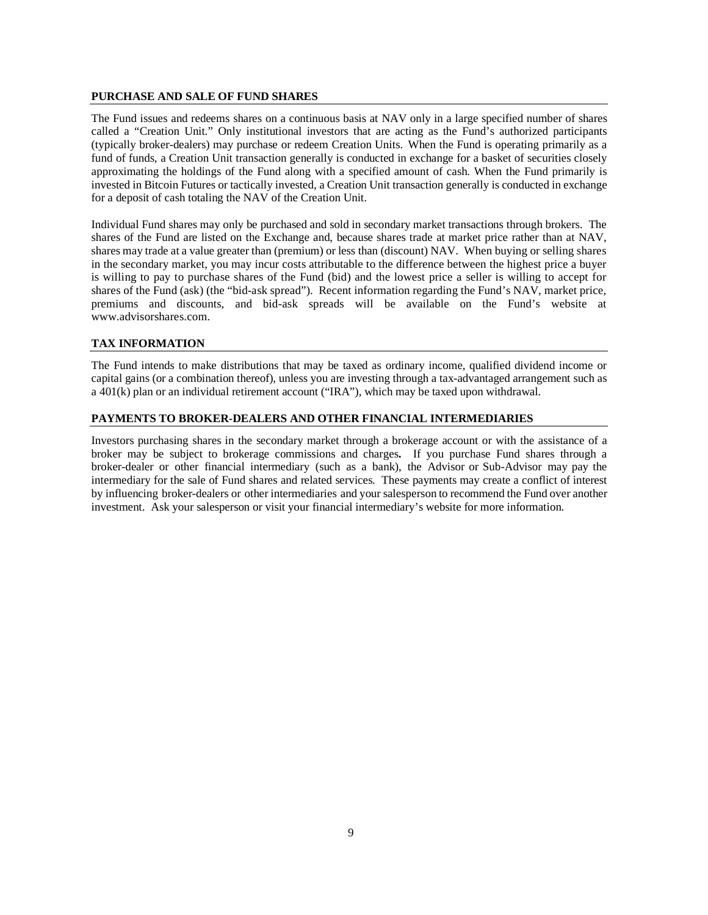## PURCHASE AND SALE OF FUND SHARES

The Fund issues and redeems shares on a continuous basis at NAV only in a large specified number of shares called a "Creation Unit." Only institutional investors that are acting as the Fund's authorized participants (typically broker-dealers) may purchase or redeem Creation Units. When the Fund is operating primarily as a fund of funds, a Creation Unit transaction generally is conducted in exchange for a basket of securities closely approximating the holdings of the Fund along with a specified amount of cash. When the Fund primarily is invested in Bitcoin Futures or tactically invested, a Creation Unit transaction generally is conducted in exchange for a deposit of cash totaling the NAV of the Creation Unit.

Individual Fund shares may only be purchased and sold in secondary market transactions through brokers. The shares of the Fund are listed on the Exchange and, because shares trade at market price rather than at NAV, shares may trade at a value greater than (premium) or less than (discount) NAV. When buying or selling shares in the secondary market, you may incur costs attributable to the difference between the highest price a buyer is willing to pay to purchase shares of the Fund (bid) and the lowest price a seller is willing to accept for shares of the Fund (ask) (the "bid-ask spread"). Recent information regarding the Fund's NAV, market price, premiums and discounts, and bid-ask spreads will be available on the Fund's website at www.advisorshares.com.

## TAX INFORMATION

The Fund intends to make distributions that may be taxed as ordinary income, qualified dividend income or capital gains (or a combination thereof), unless you are investing through a tax-advantaged arrangement such as a 401(k) plan or an individual retirement account ("IRA"), which may be taxed upon withdrawal.

## PAYMENTS TO BROKER-DEALERS AND OTHER FINANCIAL INTERMEDIARIES

Investors purchasing shares in the secondary market through a brokerage account or with the assistance of a broker may be subject to brokerage commissions and charges. If you purchase Fund shares through a broker-dealer or other financial intermediary (such as a bank), the Advisor or Sub-Advisor may pay the intermediary for the sale of Fund shares and related services. These payments may create a conflict of interest by influencing broker-dealers or other intermediaries and your salesperson to recommend the Fund over another investment. Ask your salesperson or visit your financial intermediary's website for more information.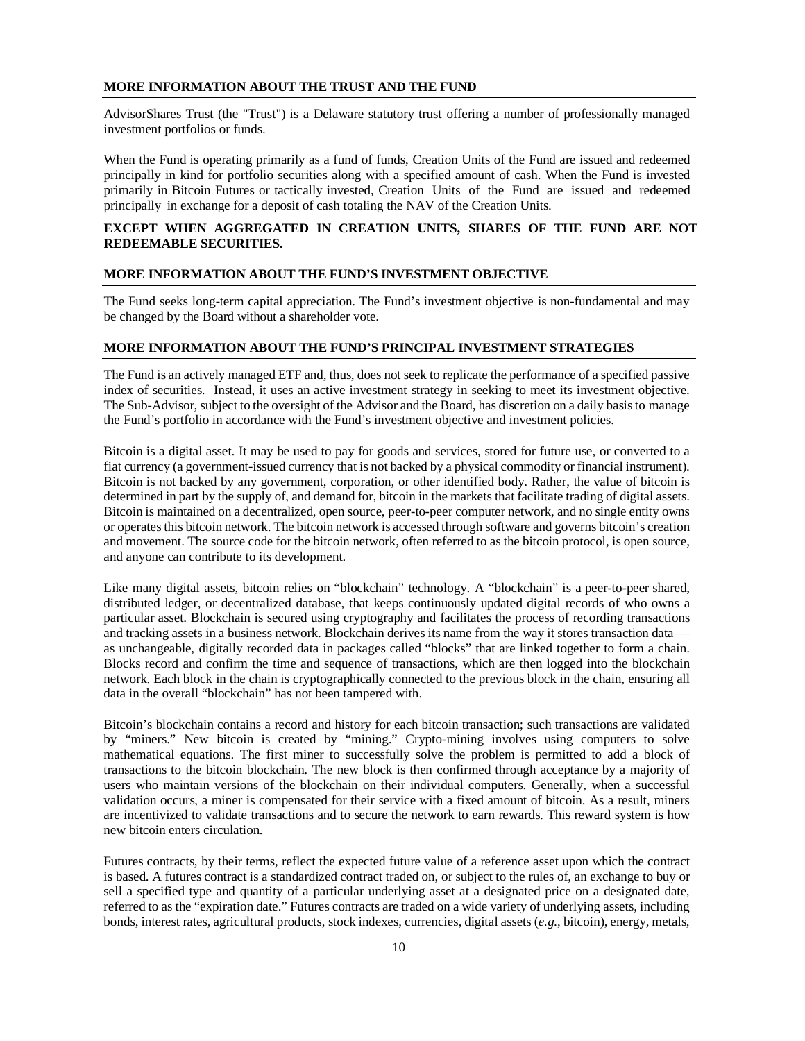## MORE INFORMATION ABOUT THE TRUST AND THE FUND

AdvisorShares Trust (the "Trust") is a Delaware statutory trust offering a number of professionally managed investment portfolios or funds.

When the Fund is operating primarily as a fund of funds, Creation Units of the Fund are issued and redeemed principally in kind for portfolio securities along with a specified amount of cash. When the Fund is invested primarily in Bitcoin Futures or tactically invested, Creation Units of the Fund are issued and redeemed principally in exchange for a deposit of cash totaling the NAV of the Creation Units.

**EXCEPT WHEN AGGREGATED IN CREATION UNITS, SHARES OF THE FUND ARE NOT REDEEMABLE SECURITIES.**

## MORE INFORMATION ABOUT THE FUND'S INVESTMENT OBJECTIVE

The Fund seeks long-term capital appreciation. The Fund's investment objective is non-fundamental and may be changed by the Board without a shareholder vote.

## MORE INFORMATION ABOUT THE FUND'S PRINCIPAL INVESTMENT STRATEGIES

The Fund is an actively managed ETF and, thus, does not seek to replicate the performance of a specified passive index of securities. Instead, it uses an active investment strategy in seeking to meet its investment objective. The Sub-Advisor, subject to the oversight of the Advisor and the Board, has discretion on a daily basis to manage the Fund's portfolio in accordance with the Fund's investment objective and investment policies.

Bitcoin is a digital asset. It may be used to pay for goods and services, stored for future use, or converted to a fiat currency (a government-issued currency that is not backed by a physical commodity or financial instrument). Bitcoin is not backed by any government, corporation, or other identified body. Rather, the value of bitcoin is determined in part by the supply of, and demand for, bitcoin in the markets that facilitate trading of digital assets. Bitcoin is maintained on a decentralized, open source, peer-to-peer computer network, and no single entity owns or operates this bitcoin network. The bitcoin network is accessed through software and governs bitcoin's creation and movement. The source code for the bitcoin network, often referred to as the bitcoin protocol, is open source, and anyone can contribute to its development.

Like many digital assets, bitcoin relies on "blockchain" technology. A "blockchain" is a peer-to-peer shared, distributed ledger, or decentralized database, that keeps continuously updated digital records of who owns a particular asset. Blockchain is secured using cryptography and facilitates the process of recording transactions and tracking assets in a business network. Blockchain derives its name from the way it stores transaction data — as unchangeable, digitally recorded data in packages called "blocks" that are linked together to form a chain. Blocks record and confirm the time and sequence of transactions, which are then logged into the blockchain network. Each block in the chain is cryptographically connected to the previous block in the chain, ensuring all data in the overall "blockchain" has not been tampered with.

Bitcoin's blockchain contains a record and history for each bitcoin transaction; such transactions are validated by "miners." New bitcoin is created by "mining." Crypto-mining involves using computers to solve mathematical equations. The first miner to successfully solve the problem is permitted to add a block of transactions to the bitcoin blockchain. The new block is then confirmed through acceptance by a majority of users who maintain versions of the blockchain on their individual computers. Generally, when a successful validation occurs, a miner is compensated for their service with a fixed amount of bitcoin. As a result, miners are incentivized to validate transactions and to secure the network to earn rewards. This reward system is how new bitcoin enters circulation.

Futures contracts, by their terms, reflect the expected future value of a reference asset upon which the contract is based. A futures contract is a standardized contract traded on, or subject to the rules of, an exchange to buy or sell a specified type and quantity of a particular underlying asset at a designated price on a designated date, referred to as the "expiration date." Futures contracts are traded on a wide variety of underlying assets, including bonds, interest rates, agricultural products, stock indexes, currencies, digital assets (*e.g.*, bitcoin), energy, metals,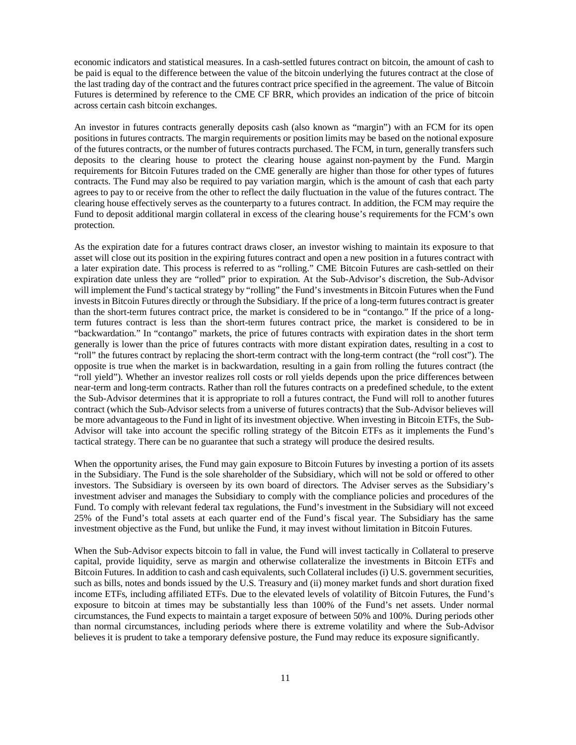economic indicators and statistical measures. In a cash-settled futures contract on bitcoin, the amount of cash to be paid is equal to the difference between the value of the bitcoin underlying the futures contract at the close of the last trading day of the contract and the futures contract price specified in the agreement. The value of Bitcoin Futures is determined by reference to the CME CF BRR, which provides an indication of the price of bitcoin across certain cash bitcoin exchanges.

An investor in futures contracts generally deposits cash (also known as "margin") with an FCM for its open positions in futures contracts. The margin requirements or position limits may be based on the notional exposure of the futures contracts, or the number of futures contracts purchased. The FCM, in turn, generally transfers such deposits to the clearing house to protect the clearing house against non-payment by the Fund. Margin requirements for Bitcoin Futures traded on the CME generally are higher than those for other types of futures contracts. The Fund may also be required to pay variation margin, which is the amount of cash that each party agrees to pay to or receive from the other to reflect the daily fluctuation in the value of the futures contract. The clearing house effectively serves as the counterparty to a futures contract. In addition, the FCM may require the Fund to deposit additional margin collateral in excess of the clearing house's requirements for the FCM's own protection.

As the expiration date for a futures contract draws closer, an investor wishing to maintain its exposure to that asset will close out its position in the expiring futures contract and open a new position in a futures contract with a later expiration date. This process is referred to as "rolling." CME Bitcoin Futures are cash-settled on their expiration date unless they are "rolled" prior to expiration. At the Sub-Advisor's discretion, the Sub-Advisor will implement the Fund's tactical strategy by "rolling" the Fund's investments in Bitcoin Futures when the Fund invests in Bitcoin Futures directly or through the Subsidiary. If the price of a long-term futures contract is greater than the short-term futures contract price, the market is considered to be in "contango." If the price of a long-term futures contract is less than the short-term futures contract price, the market is considered to be in "backwardation." In "contango" markets, the price of futures contracts with expiration dates in the short term generally is lower than the price of futures contracts with more distant expiration dates, resulting in a cost to "roll" the futures contract by replacing the short-term contract with the long-term contract (the "roll cost"). The opposite is true when the market is in backwardation, resulting in a gain from rolling the futures contract (the "roll yield"). Whether an investor realizes roll costs or roll yields depends upon the price differences between near-term and long-term contracts. Rather than roll the futures contracts on a predefined schedule, to the extent the Sub-Advisor determines that it is appropriate to roll a futures contract, the Fund will roll to another futures contract (which the Sub-Advisor selects from a universe of futures contracts) that the Sub-Advisor believes will be more advantageous to the Fund in light of its investment objective. When investing in Bitcoin ETFs, the Sub-Advisor will take into account the specific rolling strategy of the Bitcoin ETFs as it implements the Fund's tactical strategy. There can be no guarantee that such a strategy will produce the desired results.

When the opportunity arises, the Fund may gain exposure to Bitcoin Futures by investing a portion of its assets in the Subsidiary. The Fund is the sole shareholder of the Subsidiary, which will not be sold or offered to other investors. The Subsidiary is overseen by its own board of directors. The Adviser serves as the Subsidiary's investment adviser and manages the Subsidiary to comply with the compliance policies and procedures of the Fund. To comply with relevant federal tax regulations, the Fund's investment in the Subsidiary will not exceed 25% of the Fund's total assets at each quarter end of the Fund's fiscal year. The Subsidiary has the same investment objective as the Fund, but unlike the Fund, it may invest without limitation in Bitcoin Futures.

When the Sub-Advisor expects bitcoin to fall in value, the Fund will invest tactically in Collateral to preserve capital, provide liquidity, serve as margin and otherwise collateralize the investments in Bitcoin ETFs and Bitcoin Futures. In addition to cash and cash equivalents, such Collateral includes (i) U.S. government securities, such as bills, notes and bonds issued by the U.S. Treasury and (ii) money market funds and short duration fixed income ETFs, including affiliated ETFs. Due to the elevated levels of volatility of Bitcoin Futures, the Fund's exposure to bitcoin at times may be substantially less than 100% of the Fund's net assets. Under normal circumstances, the Fund expects to maintain a target exposure of between 50% and 100%. During periods other than normal circumstances, including periods where there is extreme volatility and where the Sub-Advisor believes it is prudent to take a temporary defensive posture, the Fund may reduce its exposure significantly.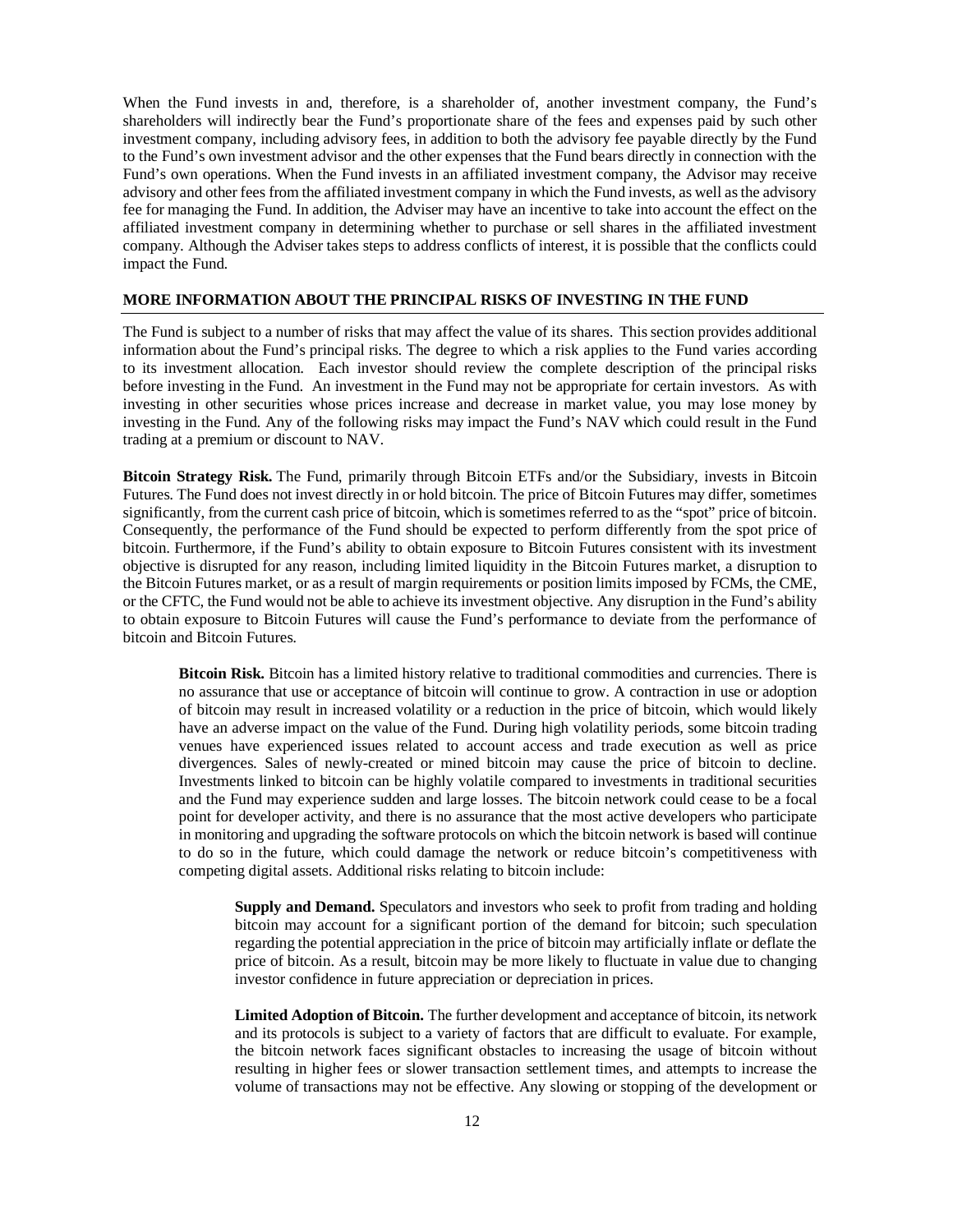When the Fund invests in and, therefore, is a shareholder of, another investment company, the Fund's shareholders will indirectly bear the Fund's proportionate share of the fees and expenses paid by such other investment company, including advisory fees, in addition to both the advisory fee payable directly by the Fund to the Fund's own investment advisor and the other expenses that the Fund bears directly in connection with the Fund's own operations. When the Fund invests in an affiliated investment company, the Advisor may receive advisory and other fees from the affiliated investment company in which the Fund invests, as well as the advisory fee for managing the Fund. In addition, the Adviser may have an incentive to take into account the effect on the affiliated investment company in determining whether to purchase or sell shares in the affiliated investment company. Although the Adviser takes steps to address conflicts of interest, it is possible that the conflicts could impact the Fund.

## MORE INFORMATION ABOUT THE PRINCIPAL RISKS OF INVESTING IN THE FUND

The Fund is subject to a number of risks that may affect the value of its shares. This section provides additional information about the Fund's principal risks. The degree to which a risk applies to the Fund varies according to its investment allocation. Each investor should review the complete description of the principal risks before investing in the Fund. An investment in the Fund may not be appropriate for certain investors. As with investing in other securities whose prices increase and decrease in market value, you may lose money by investing in the Fund. Any of the following risks may impact the Fund's NAV which could result in the Fund trading at a premium or discount to NAV.

**Bitcoin Strategy Risk.** The Fund, primarily through Bitcoin ETFs and/or the Subsidiary, invests in Bitcoin Futures. The Fund does not invest directly in or hold bitcoin. The price of Bitcoin Futures may differ, sometimes significantly, from the current cash price of bitcoin, which is sometimes referred to as the "spot" price of bitcoin. Consequently, the performance of the Fund should be expected to perform differently from the spot price of bitcoin. Furthermore, if the Fund's ability to obtain exposure to Bitcoin Futures consistent with its investment objective is disrupted for any reason, including limited liquidity in the Bitcoin Futures market, a disruption to the Bitcoin Futures market, or as a result of margin requirements or position limits imposed by FCMs, the CME, or the CFTC, the Fund would not be able to achieve its investment objective. Any disruption in the Fund's ability to obtain exposure to Bitcoin Futures will cause the Fund's performance to deviate from the performance of bitcoin and Bitcoin Futures.

**Bitcoin Risk.** Bitcoin has a limited history relative to traditional commodities and currencies. There is no assurance that use or acceptance of bitcoin will continue to grow. A contraction in use or adoption of bitcoin may result in increased volatility or a reduction in the price of bitcoin, which would likely have an adverse impact on the value of the Fund. During high volatility periods, some bitcoin trading venues have experienced issues related to account access and trade execution as well as price divergences. Sales of newly-created or mined bitcoin may cause the price of bitcoin to decline. Investments linked to bitcoin can be highly volatile compared to investments in traditional securities and the Fund may experience sudden and large losses. The bitcoin network could cease to be a focal point for developer activity, and there is no assurance that the most active developers who participate in monitoring and upgrading the software protocols on which the bitcoin network is based will continue to do so in the future, which could damage the network or reduce bitcoin's competitiveness with competing digital assets. Additional risks relating to bitcoin include:

**Supply and Demand.** Speculators and investors who seek to profit from trading and holding bitcoin may account for a significant portion of the demand for bitcoin; such speculation regarding the potential appreciation in the price of bitcoin may artificially inflate or deflate the price of bitcoin. As a result, bitcoin may be more likely to fluctuate in value due to changing investor confidence in future appreciation or depreciation in prices.

**Limited Adoption of Bitcoin.** The further development and acceptance of bitcoin, its network and its protocols is subject to a variety of factors that are difficult to evaluate. For example, the bitcoin network faces significant obstacles to increasing the usage of bitcoin without resulting in higher fees or slower transaction settlement times, and attempts to increase the volume of transactions may not be effective. Any slowing or stopping of the development or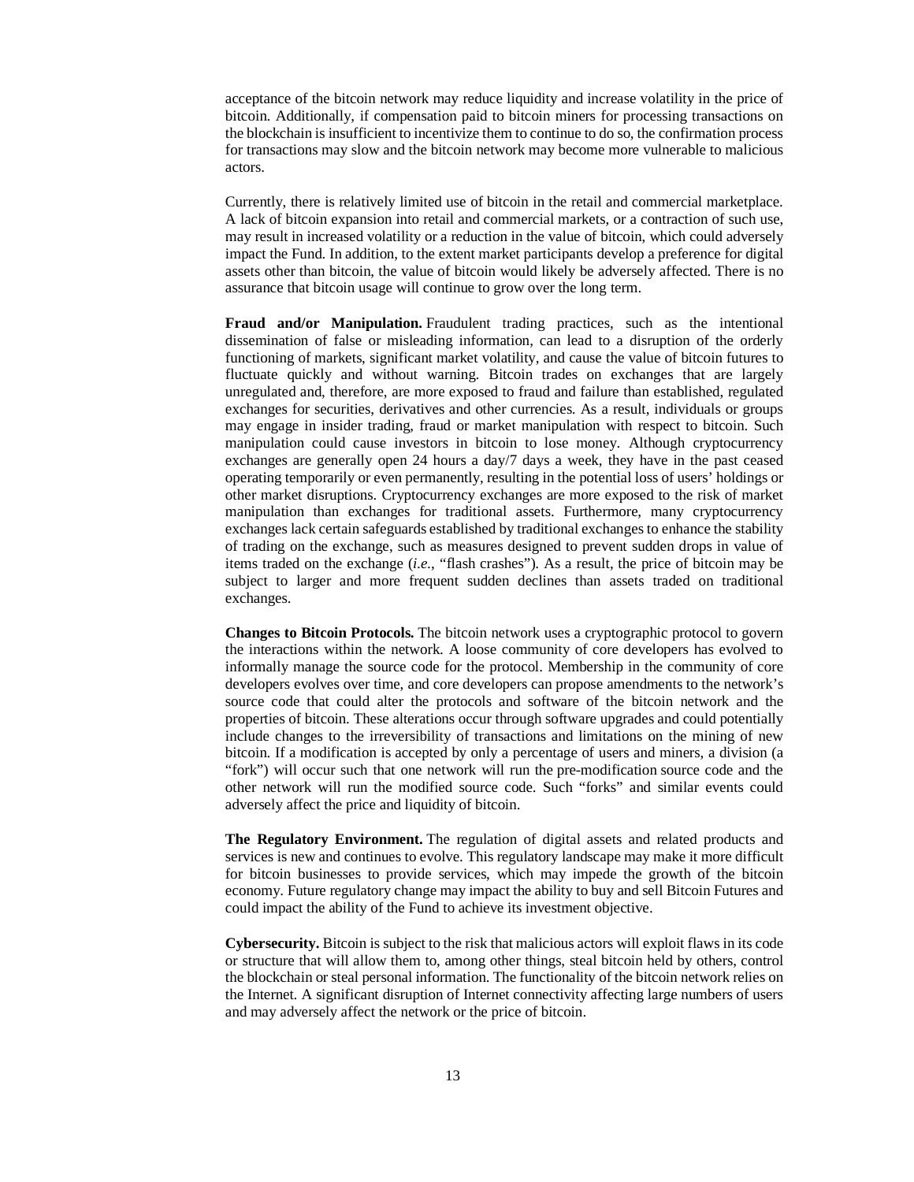acceptance of the bitcoin network may reduce liquidity and increase volatility in the price of bitcoin. Additionally, if compensation paid to bitcoin miners for processing transactions on the blockchain is insufficient to incentivize them to continue to do so, the confirmation process for transactions may slow and the bitcoin network may become more vulnerable to malicious actors.

Currently, there is relatively limited use of bitcoin in the retail and commercial marketplace. A lack of bitcoin expansion into retail and commercial markets, or a contraction of such use, may result in increased volatility or a reduction in the value of bitcoin, which could adversely impact the Fund. In addition, to the extent market participants develop a preference for digital assets other than bitcoin, the value of bitcoin would likely be adversely affected. There is no assurance that bitcoin usage will continue to grow over the long term.

**Fraud and/or Manipulation.** Fraudulent trading practices, such as the intentional dissemination of false or misleading information, can lead to a disruption of the orderly functioning of markets, significant market volatility, and cause the value of bitcoin futures to fluctuate quickly and without warning. Bitcoin trades on exchanges that are largely unregulated and, therefore, are more exposed to fraud and failure than established, regulated exchanges for securities, derivatives and other currencies. As a result, individuals or groups may engage in insider trading, fraud or market manipulation with respect to bitcoin. Such manipulation could cause investors in bitcoin to lose money. Although cryptocurrency exchanges are generally open 24 hours a day/7 days a week, they have in the past ceased operating temporarily or even permanently, resulting in the potential loss of users' holdings or other market disruptions. Cryptocurrency exchanges are more exposed to the risk of market manipulation than exchanges for traditional assets. Furthermore, many cryptocurrency exchanges lack certain safeguards established by traditional exchanges to enhance the stability of trading on the exchange, such as measures designed to prevent sudden drops in value of items traded on the exchange (*i.e.*, "flash crashes"). As a result, the price of bitcoin may be subject to larger and more frequent sudden declines than assets traded on traditional exchanges.

**Changes to Bitcoin Protocols.** The bitcoin network uses a cryptographic protocol to govern the interactions within the network. A loose community of core developers has evolved to informally manage the source code for the protocol. Membership in the community of core developers evolves over time, and core developers can propose amendments to the network's source code that could alter the protocols and software of the bitcoin network and the properties of bitcoin. These alterations occur through software upgrades and could potentially include changes to the irreversibility of transactions and limitations on the mining of new bitcoin. If a modification is accepted by only a percentage of users and miners, a division (a "fork") will occur such that one network will run the pre-modification source code and the other network will run the modified source code. Such "forks" and similar events could adversely affect the price and liquidity of bitcoin.

**The Regulatory Environment.** The regulation of digital assets and related products and services is new and continues to evolve. This regulatory landscape may make it more difficult for bitcoin businesses to provide services, which may impede the growth of the bitcoin economy. Future regulatory change may impact the ability to buy and sell Bitcoin Futures and could impact the ability of the Fund to achieve its investment objective.

**Cybersecurity.** Bitcoin is subject to the risk that malicious actors will exploit flaws in its code or structure that will allow them to, among other things, steal bitcoin held by others, control the blockchain or steal personal information. The functionality of the bitcoin network relies on the Internet. A significant disruption of Internet connectivity affecting large numbers of users and may adversely affect the network or the price of bitcoin.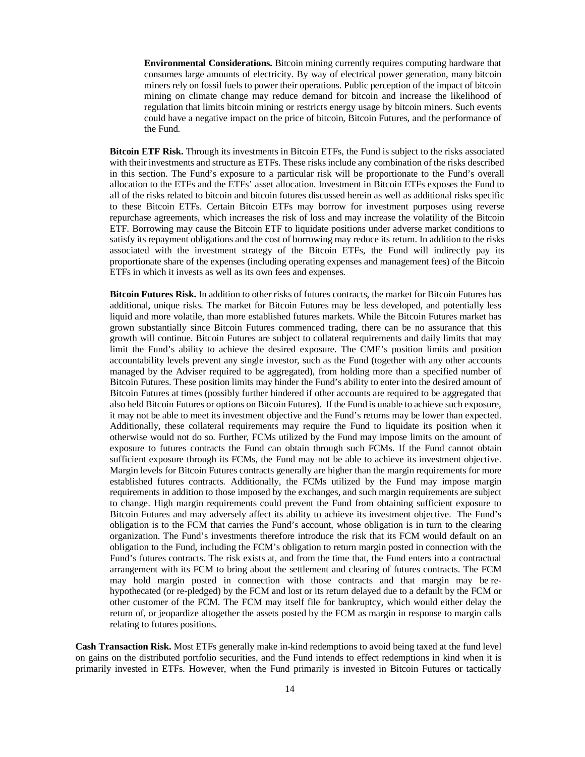**Environmental Considerations.** Bitcoin mining currently requires computing hardware that consumes large amounts of electricity. By way of electrical power generation, many bitcoin miners rely on fossil fuels to power their operations. Public perception of the impact of bitcoin mining on climate change may reduce demand for bitcoin and increase the likelihood of regulation that limits bitcoin mining or restricts energy usage by bitcoin miners. Such events could have a negative impact on the price of bitcoin, Bitcoin Futures, and the performance of the Fund.

**Bitcoin ETF Risk.** Through its investments in Bitcoin ETFs, the Fund is subject to the risks associated with their investments and structure as ETFs. These risks include any combination of the risks described in this section. The Fund's exposure to a particular risk will be proportionate to the Fund's overall allocation to the ETFs and the ETFs' asset allocation. Investment in Bitcoin ETFs exposes the Fund to all of the risks related to bitcoin and bitcoin futures discussed herein as well as additional risks specific to these Bitcoin ETFs. Certain Bitcoin ETFs may borrow for investment purposes using reverse repurchase agreements, which increases the risk of loss and may increase the volatility of the Bitcoin ETF. Borrowing may cause the Bitcoin ETF to liquidate positions under adverse market conditions to satisfy its repayment obligations and the cost of borrowing may reduce its return. In addition to the risks associated with the investment strategy of the Bitcoin ETFs, the Fund will indirectly pay its proportionate share of the expenses (including operating expenses and management fees) of the Bitcoin ETFs in which it invests as well as its own fees and expenses.

**Bitcoin Futures Risk.** In addition to other risks of futures contracts, the market for Bitcoin Futures has additional, unique risks. The market for Bitcoin Futures may be less developed, and potentially less liquid and more volatile, than more established futures markets. While the Bitcoin Futures market has grown substantially since Bitcoin Futures commenced trading, there can be no assurance that this growth will continue. Bitcoin Futures are subject to collateral requirements and daily limits that may limit the Fund's ability to achieve the desired exposure. The CME's position limits and position accountability levels prevent any single investor, such as the Fund (together with any other accounts managed by the Adviser required to be aggregated), from holding more than a specified number of Bitcoin Futures. These position limits may hinder the Fund's ability to enter into the desired amount of Bitcoin Futures at times (possibly further hindered if other accounts are required to be aggregated that also held Bitcoin Futures or options on Bitcoin Futures). If the Fund is unable to achieve such exposure, it may not be able to meet its investment objective and the Fund's returns may be lower than expected. Additionally, these collateral requirements may require the Fund to liquidate its position when it otherwise would not do so. Further, FCMs utilized by the Fund may impose limits on the amount of exposure to futures contracts the Fund can obtain through such FCMs. If the Fund cannot obtain sufficient exposure through its FCMs, the Fund may not be able to achieve its investment objective. Margin levels for Bitcoin Futures contracts generally are higher than the margin requirements for more established futures contracts. Additionally, the FCMs utilized by the Fund may impose margin requirements in addition to those imposed by the exchanges, and such margin requirements are subject to change. High margin requirements could prevent the Fund from obtaining sufficient exposure to Bitcoin Futures and may adversely affect its ability to achieve its investment objective. The Fund's obligation is to the FCM that carries the Fund's account, whose obligation is in turn to the clearing organization. The Fund's investments therefore introduce the risk that its FCM would default on an obligation to the Fund, including the FCM's obligation to return margin posted in connection with the Fund's futures contracts. The risk exists at, and from the time that, the Fund enters into a contractual arrangement with its FCM to bring about the settlement and clearing of futures contracts. The FCM may hold margin posted in connection with those contracts and that margin may be re-hypothecated (or re-pledged) by the FCM and lost or its return delayed due to a default by the FCM or other customer of the FCM. The FCM may itself file for bankruptcy, which would either delay the return of, or jeopardize altogether the assets posted by the FCM as margin in response to margin calls relating to futures positions.

**Cash Transaction Risk.** Most ETFs generally make in-kind redemptions to avoid being taxed at the fund level on gains on the distributed portfolio securities, and the Fund intends to effect redemptions in kind when it is primarily invested in ETFs. However, when the Fund primarily is invested in Bitcoin Futures or tactically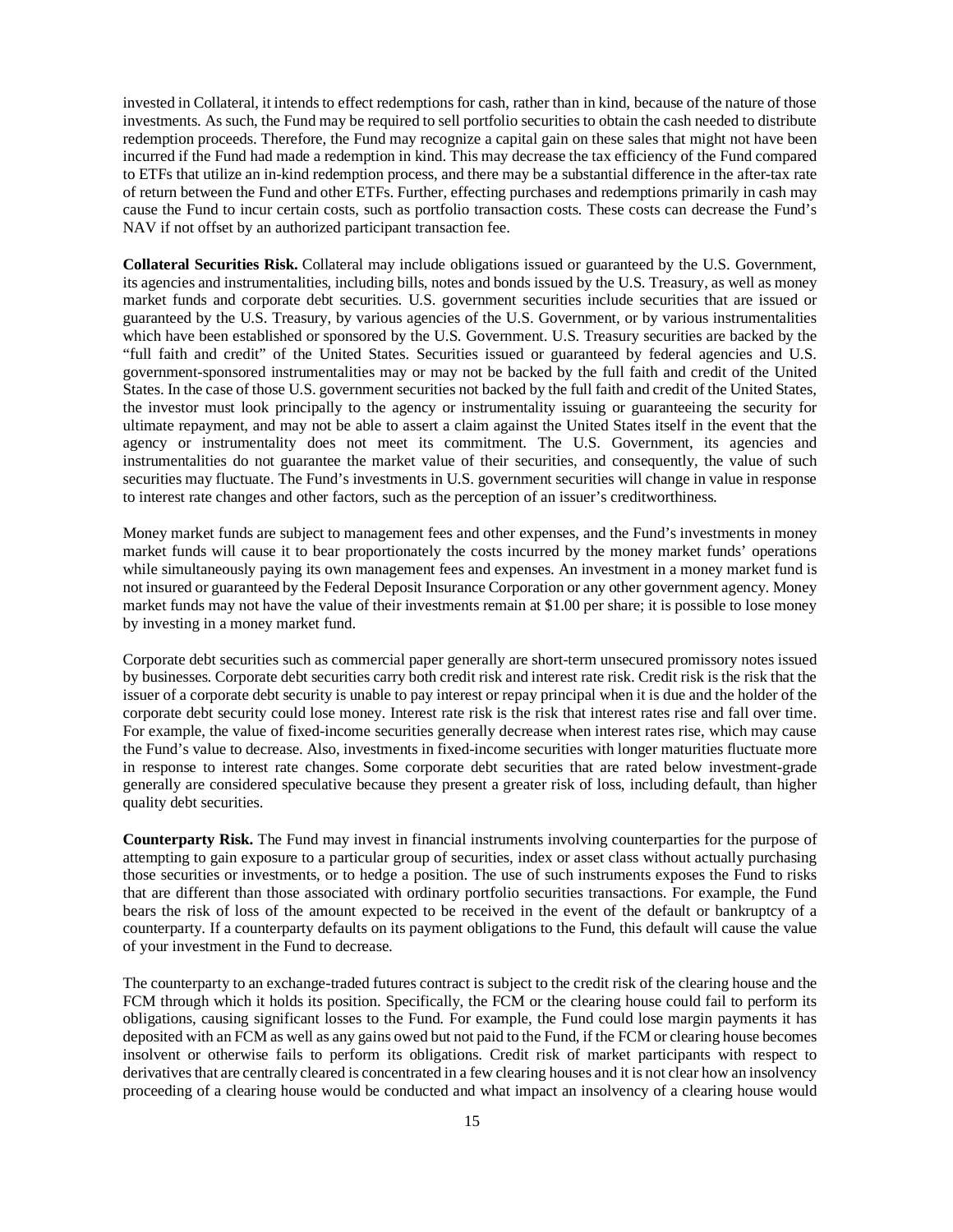invested in Collateral, it intends to effect redemptions for cash, rather than in kind, because of the nature of those investments. As such, the Fund may be required to sell portfolio securities to obtain the cash needed to distribute redemption proceeds. Therefore, the Fund may recognize a capital gain on these sales that might not have been incurred if the Fund had made a redemption in kind. This may decrease the tax efficiency of the Fund compared to ETFs that utilize an in-kind redemption process, and there may be a substantial difference in the after-tax rate of return between the Fund and other ETFs. Further, effecting purchases and redemptions primarily in cash may cause the Fund to incur certain costs, such as portfolio transaction costs. These costs can decrease the Fund's NAV if not offset by an authorized participant transaction fee.

**Collateral Securities Risk.** Collateral may include obligations issued or guaranteed by the U.S. Government, its agencies and instrumentalities, including bills, notes and bonds issued by the U.S. Treasury, as well as money market funds and corporate debt securities. U.S. government securities include securities that are issued or guaranteed by the U.S. Treasury, by various agencies of the U.S. Government, or by various instrumentalities which have been established or sponsored by the U.S. Government. U.S. Treasury securities are backed by the "full faith and credit" of the United States. Securities issued or guaranteed by federal agencies and U.S. government-sponsored instrumentalities may or may not be backed by the full faith and credit of the United States. In the case of those U.S. government securities not backed by the full faith and credit of the United States, the investor must look principally to the agency or instrumentality issuing or guaranteeing the security for ultimate repayment, and may not be able to assert a claim against the United States itself in the event that the agency or instrumentality does not meet its commitment. The U.S. Government, its agencies and instrumentalities do not guarantee the market value of their securities, and consequently, the value of such securities may fluctuate. The Fund's investments in U.S. government securities will change in value in response to interest rate changes and other factors, such as the perception of an issuer's creditworthiness.

Money market funds are subject to management fees and other expenses, and the Fund's investments in money market funds will cause it to bear proportionately the costs incurred by the money market funds' operations while simultaneously paying its own management fees and expenses. An investment in a money market fund is not insured or guaranteed by the Federal Deposit Insurance Corporation or any other government agency. Money market funds may not have the value of their investments remain at $1.00 per share; it is possible to lose money by investing in a money market fund.

Corporate debt securities such as commercial paper generally are short-term unsecured promissory notes issued by businesses. Corporate debt securities carry both credit risk and interest rate risk. Credit risk is the risk that the issuer of a corporate debt security is unable to pay interest or repay principal when it is due and the holder of the corporate debt security could lose money. Interest rate risk is the risk that interest rates rise and fall over time. For example, the value of fixed-income securities generally decrease when interest rates rise, which may cause the Fund's value to decrease. Also, investments in fixed-income securities with longer maturities fluctuate more in response to interest rate changes. Some corporate debt securities that are rated below investment-grade generally are considered speculative because they present a greater risk of loss, including default, than higher quality debt securities.

**Counterparty Risk.** The Fund may invest in financial instruments involving counterparties for the purpose of attempting to gain exposure to a particular group of securities, index or asset class without actually purchasing those securities or investments, or to hedge a position. The use of such instruments exposes the Fund to risks that are different than those associated with ordinary portfolio securities transactions. For example, the Fund bears the risk of loss of the amount expected to be received in the event of the default or bankruptcy of a counterparty. If a counterparty defaults on its payment obligations to the Fund, this default will cause the value of your investment in the Fund to decrease.

The counterparty to an exchange-traded futures contract is subject to the credit risk of the clearing house and the FCM through which it holds its position. Specifically, the FCM or the clearing house could fail to perform its obligations, causing significant losses to the Fund. For example, the Fund could lose margin payments it has deposited with an FCM as well as any gains owed but not paid to the Fund, if the FCM or clearing house becomes insolvent or otherwise fails to perform its obligations. Credit risk of market participants with respect to derivatives that are centrally cleared is concentrated in a few clearing houses and it is not clear how an insolvency proceeding of a clearing house would be conducted and what impact an insolvency of a clearing house would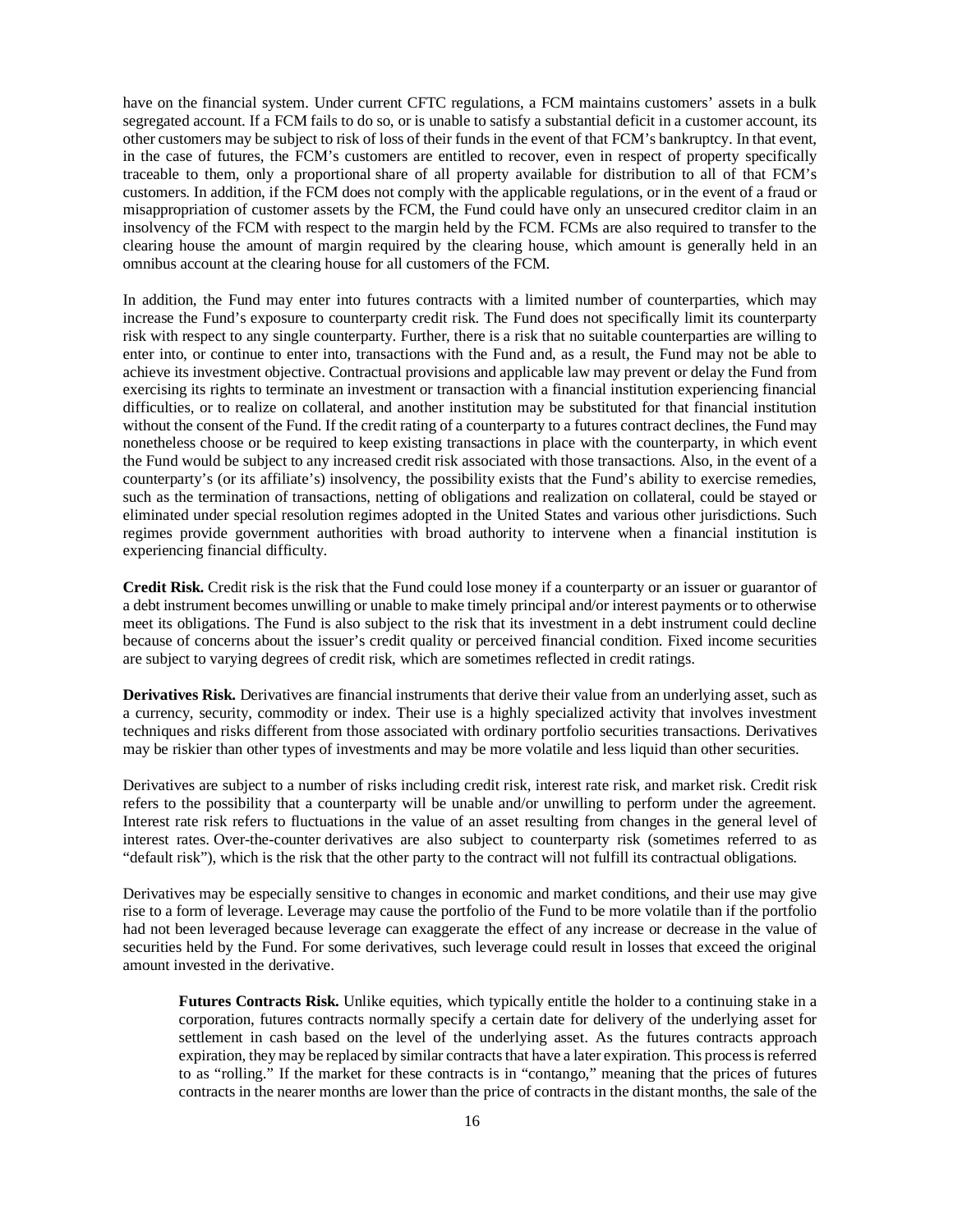have on the financial system. Under current CFTC regulations, a FCM maintains customers' assets in a bulk segregated account. If a FCM fails to do so, or is unable to satisfy a substantial deficit in a customer account, its other customers may be subject to risk of loss of their funds in the event of that FCM's bankruptcy. In that event, in the case of futures, the FCM's customers are entitled to recover, even in respect of property specifically traceable to them, only a proportional share of all property available for distribution to all of that FCM's customers. In addition, if the FCM does not comply with the applicable regulations, or in the event of a fraud or misappropriation of customer assets by the FCM, the Fund could have only an unsecured creditor claim in an insolvency of the FCM with respect to the margin held by the FCM. FCMs are also required to transfer to the clearing house the amount of margin required by the clearing house, which amount is generally held in an omnibus account at the clearing house for all customers of the FCM.

In addition, the Fund may enter into futures contracts with a limited number of counterparties, which may increase the Fund's exposure to counterparty credit risk. The Fund does not specifically limit its counterparty risk with respect to any single counterparty. Further, there is a risk that no suitable counterparties are willing to enter into, or continue to enter into, transactions with the Fund and, as a result, the Fund may not be able to achieve its investment objective. Contractual provisions and applicable law may prevent or delay the Fund from exercising its rights to terminate an investment or transaction with a financial institution experiencing financial difficulties, or to realize on collateral, and another institution may be substituted for that financial institution without the consent of the Fund. If the credit rating of a counterparty to a futures contract declines, the Fund may nonetheless choose or be required to keep existing transactions in place with the counterparty, in which event the Fund would be subject to any increased credit risk associated with those transactions. Also, in the event of a counterparty's (or its affiliate's) insolvency, the possibility exists that the Fund's ability to exercise remedies, such as the termination of transactions, netting of obligations and realization on collateral, could be stayed or eliminated under special resolution regimes adopted in the United States and various other jurisdictions. Such regimes provide government authorities with broad authority to intervene when a financial institution is experiencing financial difficulty.

**Credit Risk.** Credit risk is the risk that the Fund could lose money if a counterparty or an issuer or guarantor of a debt instrument becomes unwilling or unable to make timely principal and/or interest payments or to otherwise meet its obligations. The Fund is also subject to the risk that its investment in a debt instrument could decline because of concerns about the issuer's credit quality or perceived financial condition. Fixed income securities are subject to varying degrees of credit risk, which are sometimes reflected in credit ratings.

**Derivatives Risk.** Derivatives are financial instruments that derive their value from an underlying asset, such as a currency, security, commodity or index. Their use is a highly specialized activity that involves investment techniques and risks different from those associated with ordinary portfolio securities transactions. Derivatives may be riskier than other types of investments and may be more volatile and less liquid than other securities.

Derivatives are subject to a number of risks including credit risk, interest rate risk, and market risk. Credit risk refers to the possibility that a counterparty will be unable and/or unwilling to perform under the agreement. Interest rate risk refers to fluctuations in the value of an asset resulting from changes in the general level of interest rates. Over-the-counter derivatives are also subject to counterparty risk (sometimes referred to as "default risk"), which is the risk that the other party to the contract will not fulfill its contractual obligations.

Derivatives may be especially sensitive to changes in economic and market conditions, and their use may give rise to a form of leverage. Leverage may cause the portfolio of the Fund to be more volatile than if the portfolio had not been leveraged because leverage can exaggerate the effect of any increase or decrease in the value of securities held by the Fund. For some derivatives, such leverage could result in losses that exceed the original amount invested in the derivative.

> **Futures Contracts Risk.** Unlike equities, which typically entitle the holder to a continuing stake in a corporation, futures contracts normally specify a certain date for delivery of the underlying asset for settlement in cash based on the level of the underlying asset. As the futures contracts approach expiration, they may be replaced by similar contracts that have a later expiration. This process is referred to as "rolling." If the market for these contracts is in "contango," meaning that the prices of futures contracts in the nearer months are lower than the price of contracts in the distant months, the sale of the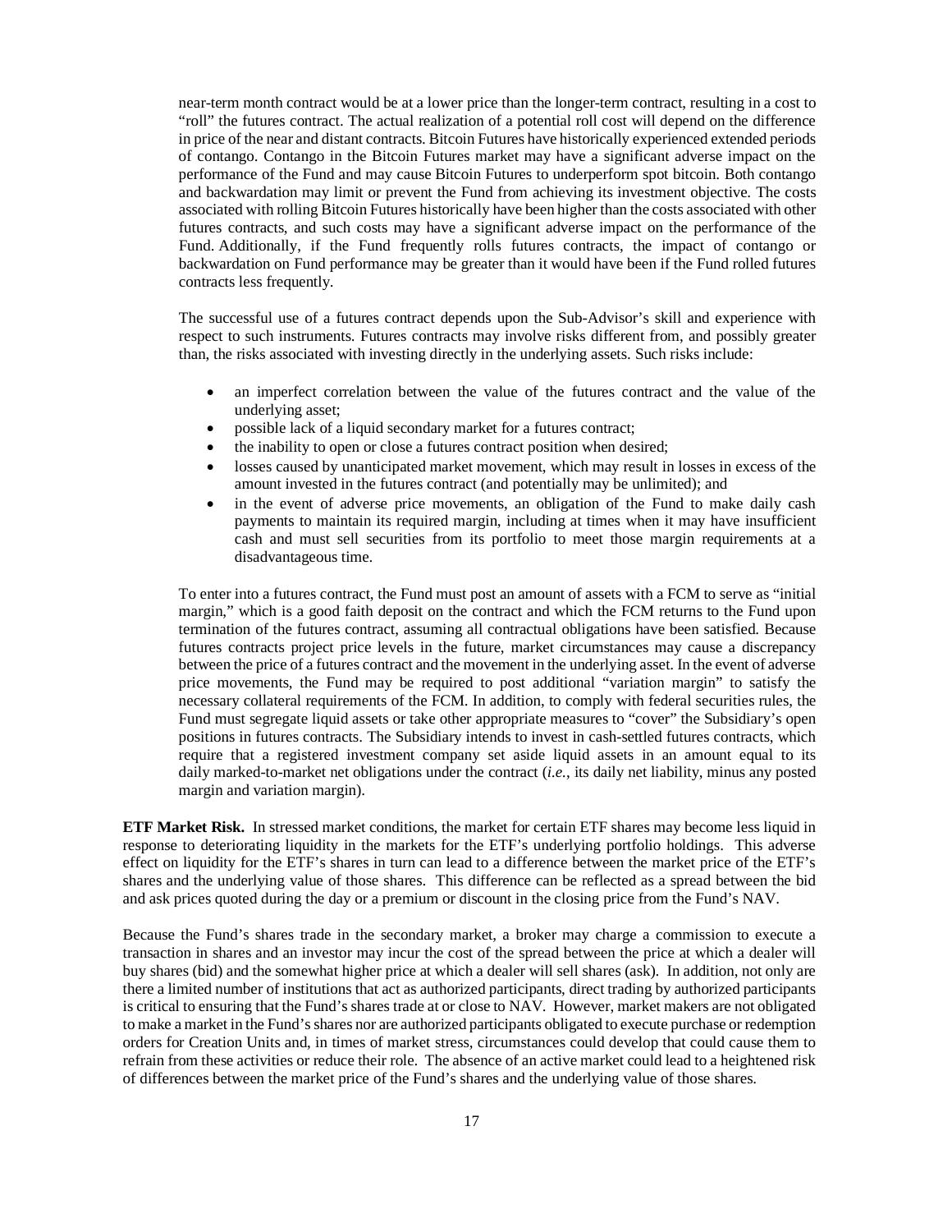near-term month contract would be at a lower price than the longer-term contract, resulting in a cost to "roll" the futures contract. The actual realization of a potential roll cost will depend on the difference in price of the near and distant contracts. Bitcoin Futures have historically experienced extended periods of contango. Contango in the Bitcoin Futures market may have a significant adverse impact on the performance of the Fund and may cause Bitcoin Futures to underperform spot bitcoin. Both contango and backwardation may limit or prevent the Fund from achieving its investment objective. The costs associated with rolling Bitcoin Futures historically have been higher than the costs associated with other futures contracts, and such costs may have a significant adverse impact on the performance of the Fund. Additionally, if the Fund frequently rolls futures contracts, the impact of contango or backwardation on Fund performance may be greater than it would have been if the Fund rolled futures contracts less frequently.

The successful use of a futures contract depends upon the Sub-Advisor's skill and experience with respect to such instruments. Futures contracts may involve risks different from, and possibly greater than, the risks associated with investing directly in the underlying assets. Such risks include:

- an imperfect correlation between the value of the futures contract and the value of the underlying asset;
- possible lack of a liquid secondary market for a futures contract;
- the inability to open or close a futures contract position when desired;
- losses caused by unanticipated market movement, which may result in losses in excess of the amount invested in the futures contract (and potentially may be unlimited); and
- in the event of adverse price movements, an obligation of the Fund to make daily cash payments to maintain its required margin, including at times when it may have insufficient cash and must sell securities from its portfolio to meet those margin requirements at a disadvantageous time.

To enter into a futures contract, the Fund must post an amount of assets with a FCM to serve as "initial margin," which is a good faith deposit on the contract and which the FCM returns to the Fund upon termination of the futures contract, assuming all contractual obligations have been satisfied. Because futures contracts project price levels in the future, market circumstances may cause a discrepancy between the price of a futures contract and the movement in the underlying asset. In the event of adverse price movements, the Fund may be required to post additional "variation margin" to satisfy the necessary collateral requirements of the FCM. In addition, to comply with federal securities rules, the Fund must segregate liquid assets or take other appropriate measures to "cover" the Subsidiary's open positions in futures contracts. The Subsidiary intends to invest in cash-settled futures contracts, which require that a registered investment company set aside liquid assets in an amount equal to its daily marked-to-market net obligations under the contract (*i.e.*, its daily net liability, minus any posted margin and variation margin).

**ETF Market Risk.** In stressed market conditions, the market for certain ETF shares may become less liquid in response to deteriorating liquidity in the markets for the ETF's underlying portfolio holdings. This adverse effect on liquidity for the ETF's shares in turn can lead to a difference between the market price of the ETF's shares and the underlying value of those shares. This difference can be reflected as a spread between the bid and ask prices quoted during the day or a premium or discount in the closing price from the Fund's NAV.

Because the Fund's shares trade in the secondary market, a broker may charge a commission to execute a transaction in shares and an investor may incur the cost of the spread between the price at which a dealer will buy shares (bid) and the somewhat higher price at which a dealer will sell shares (ask). In addition, not only are there a limited number of institutions that act as authorized participants, direct trading by authorized participants is critical to ensuring that the Fund's shares trade at or close to NAV. However, market makers are not obligated to make a market in the Fund's shares nor are authorized participants obligated to execute purchase or redemption orders for Creation Units and, in times of market stress, circumstances could develop that could cause them to refrain from these activities or reduce their role. The absence of an active market could lead to a heightened risk of differences between the market price of the Fund's shares and the underlying value of those shares.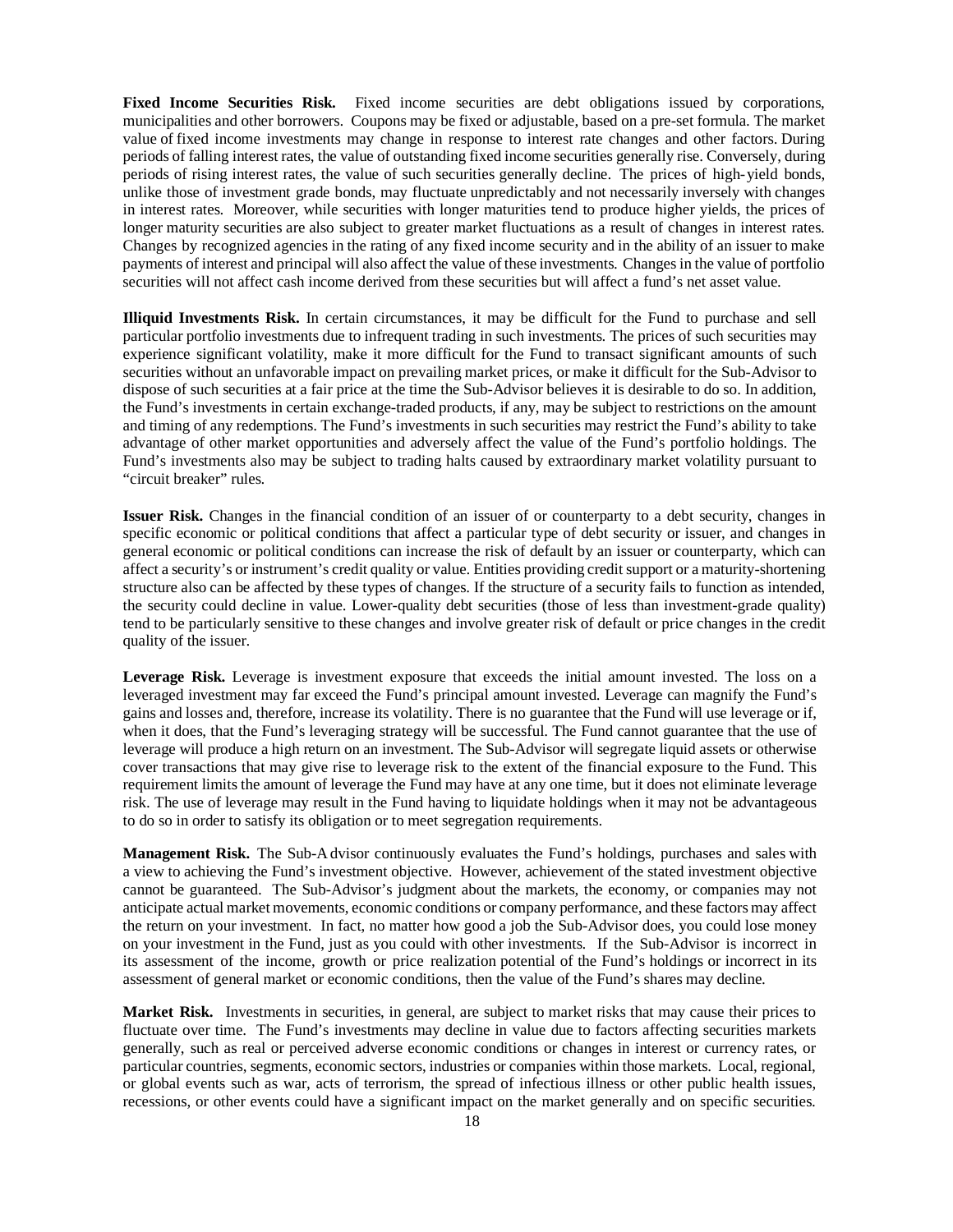**Fixed Income Securities Risk.** Fixed income securities are debt obligations issued by corporations, municipalities and other borrowers. Coupons may be fixed or adjustable, based on a pre-set formula. The market value of fixed income investments may change in response to interest rate changes and other factors. During periods of falling interest rates, the value of outstanding fixed income securities generally rise. Conversely, during periods of rising interest rates, the value of such securities generally decline. The prices of high-yield bonds, unlike those of investment grade bonds, may fluctuate unpredictably and not necessarily inversely with changes in interest rates. Moreover, while securities with longer maturities tend to produce higher yields, the prices of longer maturity securities are also subject to greater market fluctuations as a result of changes in interest rates. Changes by recognized agencies in the rating of any fixed income security and in the ability of an issuer to make payments of interest and principal will also affect the value of these investments. Changes in the value of portfolio securities will not affect cash income derived from these securities but will affect a fund's net asset value.

**Illiquid Investments Risk.** In certain circumstances, it may be difficult for the Fund to purchase and sell particular portfolio investments due to infrequent trading in such investments. The prices of such securities may experience significant volatility, make it more difficult for the Fund to transact significant amounts of such securities without an unfavorable impact on prevailing market prices, or make it difficult for the Sub-Advisor to dispose of such securities at a fair price at the time the Sub-Advisor believes it is desirable to do so. In addition, the Fund's investments in certain exchange-traded products, if any, may be subject to restrictions on the amount and timing of any redemptions. The Fund's investments in such securities may restrict the Fund's ability to take advantage of other market opportunities and adversely affect the value of the Fund's portfolio holdings. The Fund's investments also may be subject to trading halts caused by extraordinary market volatility pursuant to "circuit breaker" rules.

**Issuer Risk.** Changes in the financial condition of an issuer of or counterparty to a debt security, changes in specific economic or political conditions that affect a particular type of debt security or issuer, and changes in general economic or political conditions can increase the risk of default by an issuer or counterparty, which can affect a security's or instrument's credit quality or value. Entities providing credit support or a maturity-shortening structure also can be affected by these types of changes. If the structure of a security fails to function as intended, the security could decline in value. Lower-quality debt securities (those of less than investment-grade quality) tend to be particularly sensitive to these changes and involve greater risk of default or price changes in the credit quality of the issuer.

**Leverage Risk.** Leverage is investment exposure that exceeds the initial amount invested. The loss on a leveraged investment may far exceed the Fund's principal amount invested. Leverage can magnify the Fund's gains and losses and, therefore, increase its volatility. There is no guarantee that the Fund will use leverage or if, when it does, that the Fund's leveraging strategy will be successful. The Fund cannot guarantee that the use of leverage will produce a high return on an investment. The Sub-Advisor will segregate liquid assets or otherwise cover transactions that may give rise to leverage risk to the extent of the financial exposure to the Fund. This requirement limits the amount of leverage the Fund may have at any one time, but it does not eliminate leverage risk. The use of leverage may result in the Fund having to liquidate holdings when it may not be advantageous to do so in order to satisfy its obligation or to meet segregation requirements.

**Management Risk.** The Sub-Advisor continuously evaluates the Fund's holdings, purchases and sales with a view to achieving the Fund's investment objective. However, achievement of the stated investment objective cannot be guaranteed. The Sub-Advisor's judgment about the markets, the economy, or companies may not anticipate actual market movements, economic conditions or company performance, and these factors may affect the return on your investment. In fact, no matter how good a job the Sub-Advisor does, you could lose money on your investment in the Fund, just as you could with other investments. If the Sub-Advisor is incorrect in its assessment of the income, growth or price realization potential of the Fund's holdings or incorrect in its assessment of general market or economic conditions, then the value of the Fund's shares may decline.

**Market Risk.** Investments in securities, in general, are subject to market risks that may cause their prices to fluctuate over time. The Fund's investments may decline in value due to factors affecting securities markets generally, such as real or perceived adverse economic conditions or changes in interest or currency rates, or particular countries, segments, economic sectors, industries or companies within those markets. Local, regional, or global events such as war, acts of terrorism, the spread of infectious illness or other public health issues, recessions, or other events could have a significant impact on the market generally and on specific securities.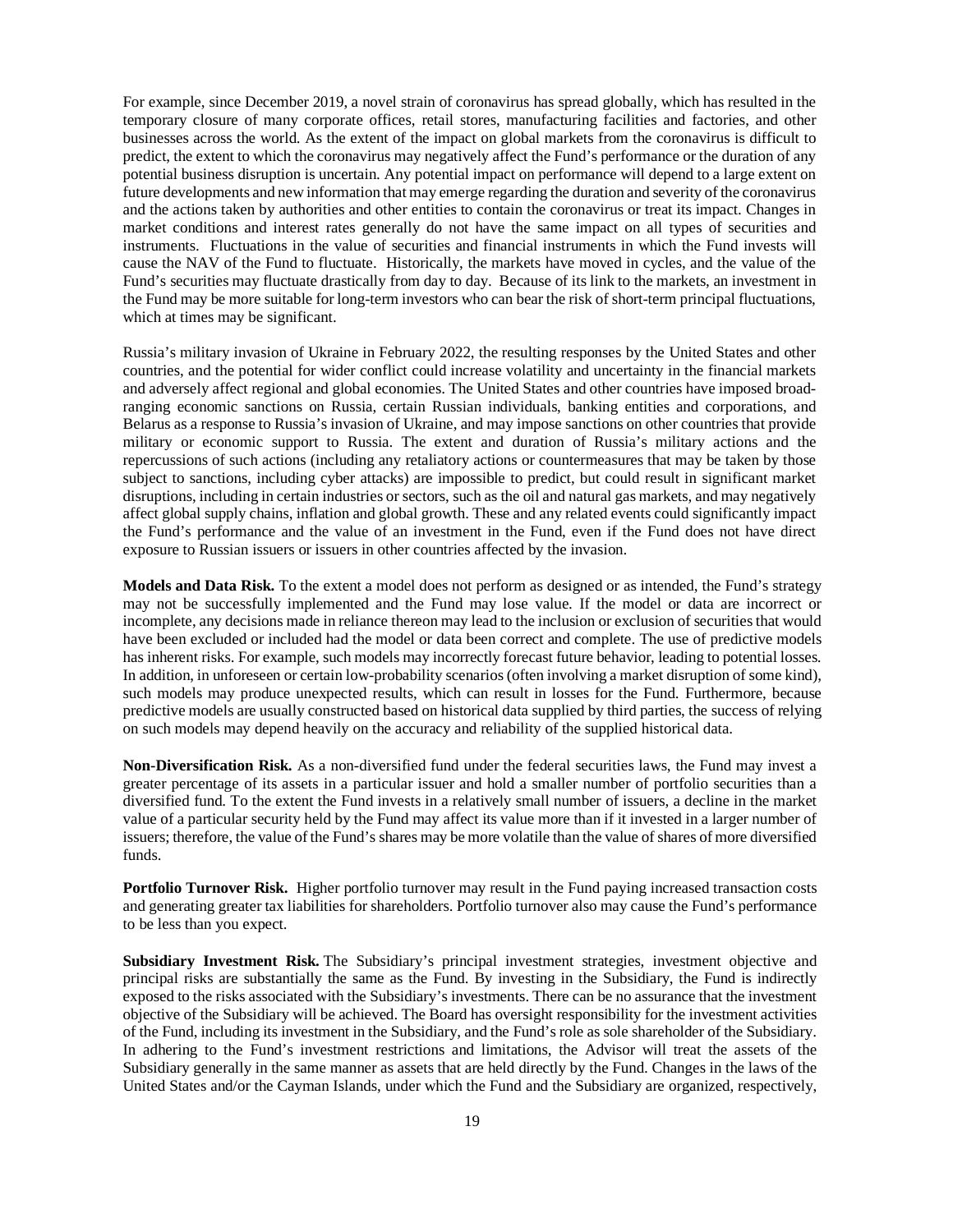For example, since December 2019, a novel strain of coronavirus has spread globally, which has resulted in the temporary closure of many corporate offices, retail stores, manufacturing facilities and factories, and other businesses across the world. As the extent of the impact on global markets from the coronavirus is difficult to predict, the extent to which the coronavirus may negatively affect the Fund's performance or the duration of any potential business disruption is uncertain. Any potential impact on performance will depend to a large extent on future developments and new information that may emerge regarding the duration and severity of the coronavirus and the actions taken by authorities and other entities to contain the coronavirus or treat its impact. Changes in market conditions and interest rates generally do not have the same impact on all types of securities and instruments. Fluctuations in the value of securities and financial instruments in which the Fund invests will cause the NAV of the Fund to fluctuate. Historically, the markets have moved in cycles, and the value of the Fund's securities may fluctuate drastically from day to day. Because of its link to the markets, an investment in the Fund may be more suitable for long-term investors who can bear the risk of short-term principal fluctuations, which at times may be significant.

Russia's military invasion of Ukraine in February 2022, the resulting responses by the United States and other countries, and the potential for wider conflict could increase volatility and uncertainty in the financial markets and adversely affect regional and global economies. The United States and other countries have imposed broad-ranging economic sanctions on Russia, certain Russian individuals, banking entities and corporations, and Belarus as a response to Russia's invasion of Ukraine, and may impose sanctions on other countries that provide military or economic support to Russia. The extent and duration of Russia's military actions and the repercussions of such actions (including any retaliatory actions or countermeasures that may be taken by those subject to sanctions, including cyber attacks) are impossible to predict, but could result in significant market disruptions, including in certain industries or sectors, such as the oil and natural gas markets, and may negatively affect global supply chains, inflation and global growth. These and any related events could significantly impact the Fund's performance and the value of an investment in the Fund, even if the Fund does not have direct exposure to Russian issuers or issuers in other countries affected by the invasion.

**Models and Data Risk.** To the extent a model does not perform as designed or as intended, the Fund's strategy may not be successfully implemented and the Fund may lose value. If the model or data are incorrect or incomplete, any decisions made in reliance thereon may lead to the inclusion or exclusion of securities that would have been excluded or included had the model or data been correct and complete. The use of predictive models has inherent risks. For example, such models may incorrectly forecast future behavior, leading to potential losses. In addition, in unforeseen or certain low-probability scenarios (often involving a market disruption of some kind), such models may produce unexpected results, which can result in losses for the Fund. Furthermore, because predictive models are usually constructed based on historical data supplied by third parties, the success of relying on such models may depend heavily on the accuracy and reliability of the supplied historical data.

**Non-Diversification Risk.** As a non-diversified fund under the federal securities laws, the Fund may invest a greater percentage of its assets in a particular issuer and hold a smaller number of portfolio securities than a diversified fund. To the extent the Fund invests in a relatively small number of issuers, a decline in the market value of a particular security held by the Fund may affect its value more than if it invested in a larger number of issuers; therefore, the value of the Fund's shares may be more volatile than the value of shares of more diversified funds.

**Portfolio Turnover Risk.** Higher portfolio turnover may result in the Fund paying increased transaction costs and generating greater tax liabilities for shareholders. Portfolio turnover also may cause the Fund's performance to be less than you expect.

**Subsidiary Investment Risk.** The Subsidiary's principal investment strategies, investment objective and principal risks are substantially the same as the Fund. By investing in the Subsidiary, the Fund is indirectly exposed to the risks associated with the Subsidiary's investments. There can be no assurance that the investment objective of the Subsidiary will be achieved. The Board has oversight responsibility for the investment activities of the Fund, including its investment in the Subsidiary, and the Fund's role as sole shareholder of the Subsidiary. In adhering to the Fund's investment restrictions and limitations, the Advisor will treat the assets of the Subsidiary generally in the same manner as assets that are held directly by the Fund. Changes in the laws of the United States and/or the Cayman Islands, under which the Fund and the Subsidiary are organized, respectively,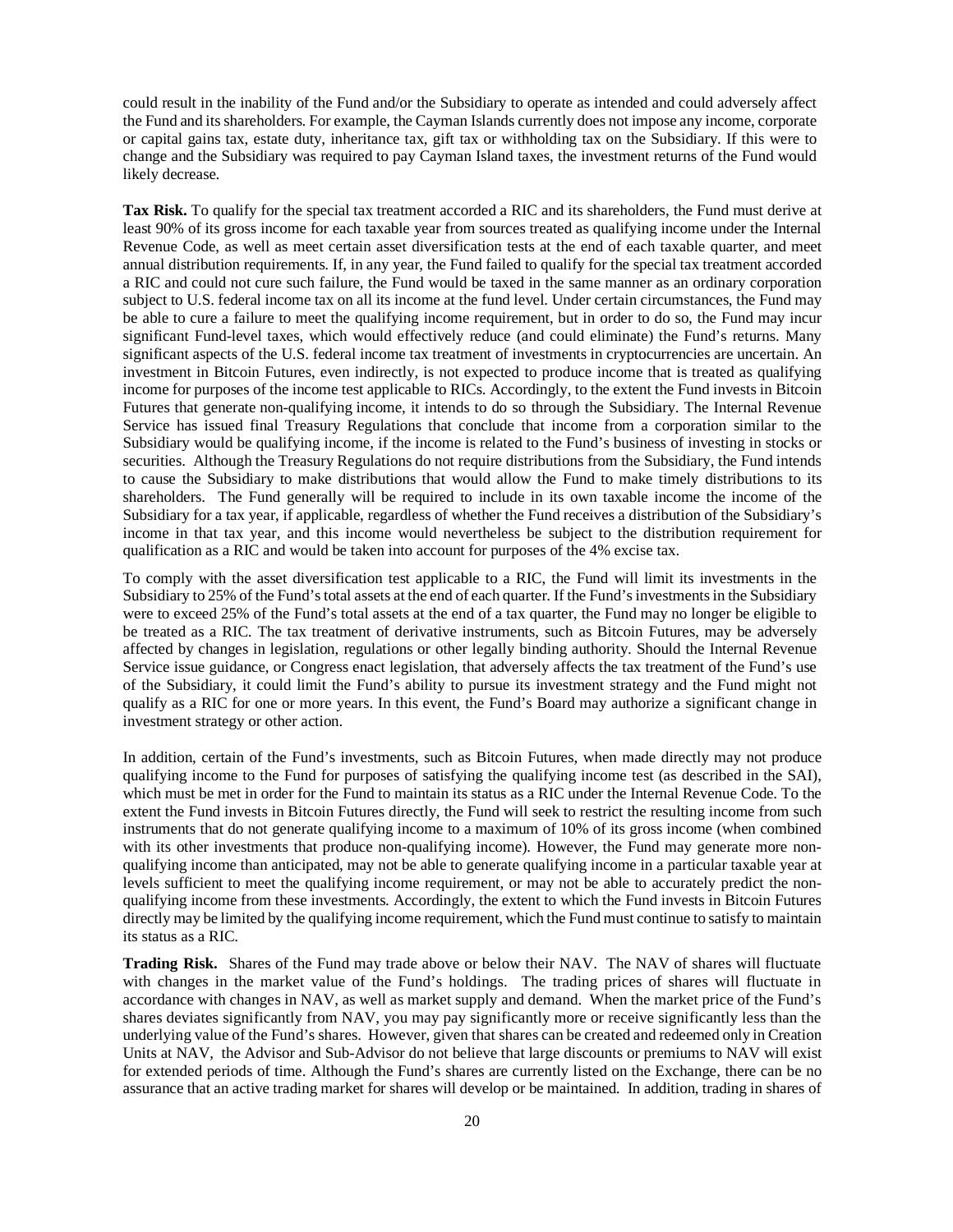could result in the inability of the Fund and/or the Subsidiary to operate as intended and could adversely affect the Fund and its shareholders. For example, the Cayman Islands currently does not impose any income, corporate or capital gains tax, estate duty, inheritance tax, gift tax or withholding tax on the Subsidiary. If this were to change and the Subsidiary was required to pay Cayman Island taxes, the investment returns of the Fund would likely decrease.

**Tax Risk.** To qualify for the special tax treatment accorded a RIC and its shareholders, the Fund must derive at least 90% of its gross income for each taxable year from sources treated as qualifying income under the Internal Revenue Code, as well as meet certain asset diversification tests at the end of each taxable quarter, and meet annual distribution requirements. If, in any year, the Fund failed to qualify for the special tax treatment accorded a RIC and could not cure such failure, the Fund would be taxed in the same manner as an ordinary corporation subject to U.S. federal income tax on all its income at the fund level. Under certain circumstances, the Fund may be able to cure a failure to meet the qualifying income requirement, but in order to do so, the Fund may incur significant Fund-level taxes, which would effectively reduce (and could eliminate) the Fund's returns. Many significant aspects of the U.S. federal income tax treatment of investments in cryptocurrencies are uncertain. An investment in Bitcoin Futures, even indirectly, is not expected to produce income that is treated as qualifying income for purposes of the income test applicable to RICs. Accordingly, to the extent the Fund invests in Bitcoin Futures that generate non-qualifying income, it intends to do so through the Subsidiary. The Internal Revenue Service has issued final Treasury Regulations that conclude that income from a corporation similar to the Subsidiary would be qualifying income, if the income is related to the Fund's business of investing in stocks or securities. Although the Treasury Regulations do not require distributions from the Subsidiary, the Fund intends to cause the Subsidiary to make distributions that would allow the Fund to make timely distributions to its shareholders. The Fund generally will be required to include in its own taxable income the income of the Subsidiary for a tax year, if applicable, regardless of whether the Fund receives a distribution of the Subsidiary's income in that tax year, and this income would nevertheless be subject to the distribution requirement for qualification as a RIC and would be taken into account for purposes of the 4% excise tax.

To comply with the asset diversification test applicable to a RIC, the Fund will limit its investments in the Subsidiary to 25% of the Fund's total assets at the end of each quarter. If the Fund's investments in the Subsidiary were to exceed 25% of the Fund's total assets at the end of a tax quarter, the Fund may no longer be eligible to be treated as a RIC. The tax treatment of derivative instruments, such as Bitcoin Futures, may be adversely affected by changes in legislation, regulations or other legally binding authority. Should the Internal Revenue Service issue guidance, or Congress enact legislation, that adversely affects the tax treatment of the Fund's use of the Subsidiary, it could limit the Fund's ability to pursue its investment strategy and the Fund might not qualify as a RIC for one or more years. In this event, the Fund's Board may authorize a significant change in investment strategy or other action.

In addition, certain of the Fund's investments, such as Bitcoin Futures, when made directly may not produce qualifying income to the Fund for purposes of satisfying the qualifying income test (as described in the SAI), which must be met in order for the Fund to maintain its status as a RIC under the Internal Revenue Code. To the extent the Fund invests in Bitcoin Futures directly, the Fund will seek to restrict the resulting income from such instruments that do not generate qualifying income to a maximum of 10% of its gross income (when combined with its other investments that produce non-qualifying income). However, the Fund may generate more non-qualifying income than anticipated, may not be able to generate qualifying income in a particular taxable year at levels sufficient to meet the qualifying income requirement, or may not be able to accurately predict the non-qualifying income from these investments. Accordingly, the extent to which the Fund invests in Bitcoin Futures directly may be limited by the qualifying income requirement, which the Fund must continue to satisfy to maintain its status as a RIC.

**Trading Risk.** Shares of the Fund may trade above or below their NAV. The NAV of shares will fluctuate with changes in the market value of the Fund's holdings. The trading prices of shares will fluctuate in accordance with changes in NAV, as well as market supply and demand. When the market price of the Fund's shares deviates significantly from NAV, you may pay significantly more or receive significantly less than the underlying value of the Fund's shares. However, given that shares can be created and redeemed only in Creation Units at NAV, the Advisor and Sub-Advisor do not believe that large discounts or premiums to NAV will exist for extended periods of time. Although the Fund's shares are currently listed on the Exchange, there can be no assurance that an active trading market for shares will develop or be maintained. In addition, trading in shares of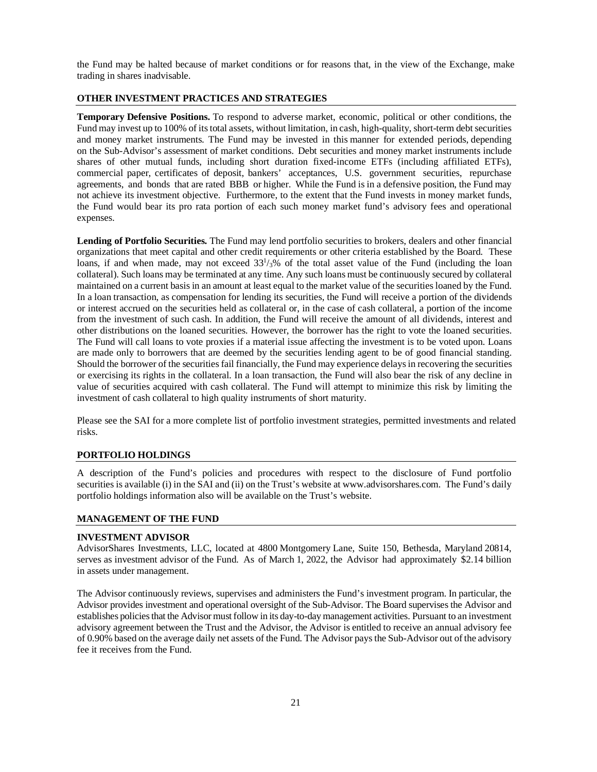the Fund may be halted because of market conditions or for reasons that, in the view of the Exchange, make trading in shares inadvisable.

## OTHER INVESTMENT PRACTICES AND STRATEGIES

**Temporary Defensive Positions.** To respond to adverse market, economic, political or other conditions, the Fund may invest up to 100% of its total assets, without limitation, in cash, high-quality, short-term debt securities and money market instruments. The Fund may be invested in this manner for extended periods, depending on the Sub-Advisor's assessment of market conditions. Debt securities and money market instruments include shares of other mutual funds, including short duration fixed-income ETFs (including affiliated ETFs), commercial paper, certificates of deposit, bankers' acceptances, U.S. government securities, repurchase agreements, and bonds that are rated BBB or higher. While the Fund is in a defensive position, the Fund may not achieve its investment objective. Furthermore, to the extent that the Fund invests in money market funds, the Fund would bear its pro rata portion of each such money market fund's advisory fees and operational expenses.

**Lending of Portfolio Securities.** The Fund may lend portfolio securities to brokers, dealers and other financial organizations that meet capital and other credit requirements or other criteria established by the Board. These loans, if and when made, may not exceed $33^1/_3$% of the total asset value of the Fund (including the loan collateral). Such loans may be terminated at any time. Any such loans must be continuously secured by collateral maintained on a current basis in an amount at least equal to the market value of the securities loaned by the Fund. In a loan transaction, as compensation for lending its securities, the Fund will receive a portion of the dividends or interest accrued on the securities held as collateral or, in the case of cash collateral, a portion of the income from the investment of such cash. In addition, the Fund will receive the amount of all dividends, interest and other distributions on the loaned securities. However, the borrower has the right to vote the loaned securities. The Fund will call loans to vote proxies if a material issue affecting the investment is to be voted upon. Loans are made only to borrowers that are deemed by the securities lending agent to be of good financial standing. Should the borrower of the securities fail financially, the Fund may experience delays in recovering the securities or exercising its rights in the collateral. In a loan transaction, the Fund will also bear the risk of any decline in value of securities acquired with cash collateral. The Fund will attempt to minimize this risk by limiting the investment of cash collateral to high quality instruments of short maturity.

Please see the SAI for a more complete list of portfolio investment strategies, permitted investments and related risks.

## PORTFOLIO HOLDINGS

A description of the Fund's policies and procedures with respect to the disclosure of Fund portfolio securities is available (i) in the SAI and (ii) on the Trust's website at www.advisorshares.com. The Fund's daily portfolio holdings information also will be available on the Trust's website.

## MANAGEMENT OF THE FUND

### INVESTMENT ADVISOR

AdvisorShares Investments, LLC, located at 4800 Montgomery Lane, Suite 150, Bethesda, Maryland 20814, serves as investment advisor of the Fund. As of March 1, 2022, the Advisor had approximately $2.14 billion in assets under management.

The Advisor continuously reviews, supervises and administers the Fund's investment program. In particular, the Advisor provides investment and operational oversight of the Sub-Advisor. The Board supervises the Advisor and establishes policies that the Advisor must follow in its day-to-day management activities. Pursuant to an investment advisory agreement between the Trust and the Advisor, the Advisor is entitled to receive an annual advisory fee of 0.90% based on the average daily net assets of the Fund. The Advisor pays the Sub-Advisor out of the advisory fee it receives from the Fund.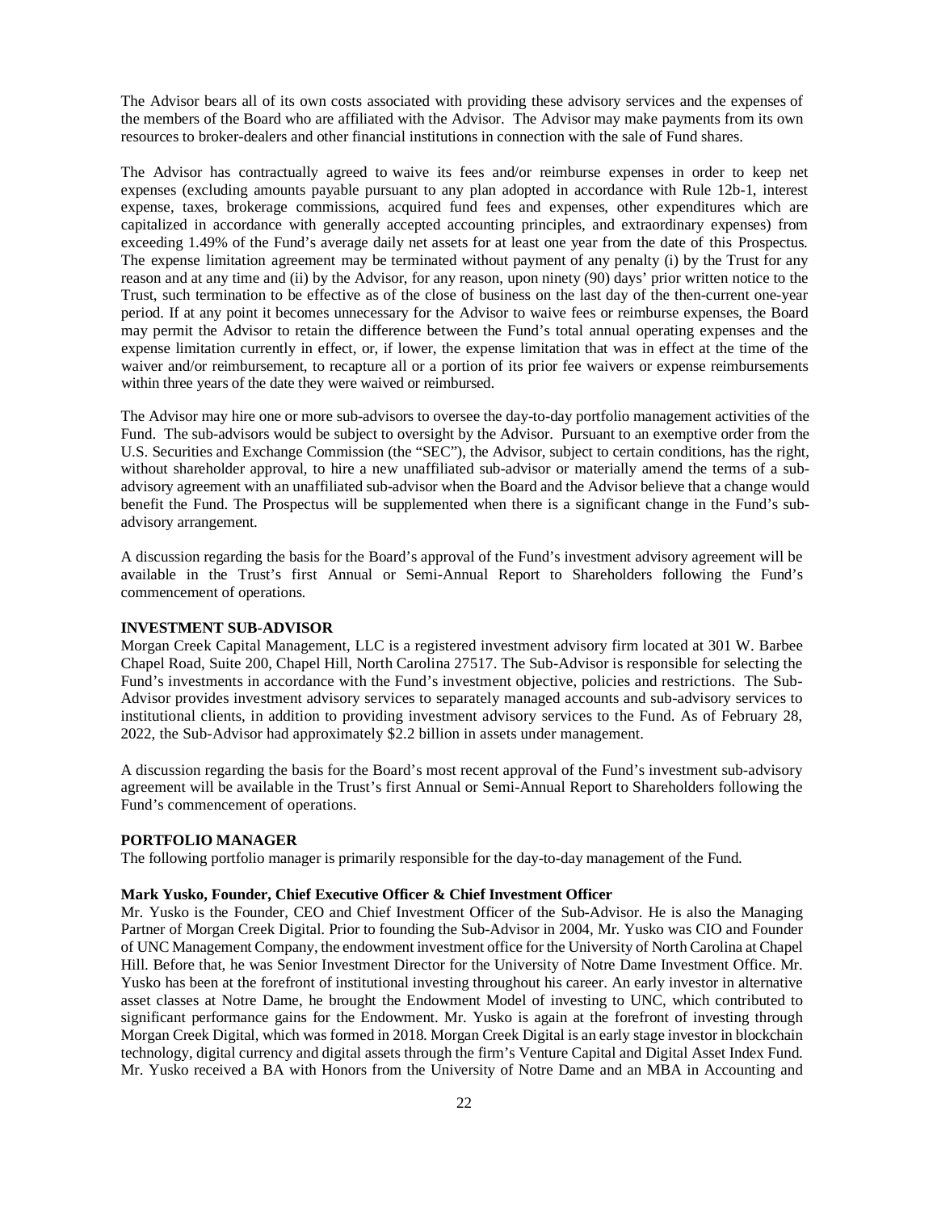The Advisor bears all of its own costs associated with providing these advisory services and the expenses of the members of the Board who are affiliated with the Advisor. The Advisor may make payments from its own resources to broker-dealers and other financial institutions in connection with the sale of Fund shares.

The Advisor has contractually agreed to waive its fees and/or reimburse expenses in order to keep net expenses (excluding amounts payable pursuant to any plan adopted in accordance with Rule 12b-1, interest expense, taxes, brokerage commissions, acquired fund fees and expenses, other expenditures which are capitalized in accordance with generally accepted accounting principles, and extraordinary expenses) from exceeding 1.49% of the Fund's average daily net assets for at least one year from the date of this Prospectus. The expense limitation agreement may be terminated without payment of any penalty (i) by the Trust for any reason and at any time and (ii) by the Advisor, for any reason, upon ninety (90) days' prior written notice to the Trust, such termination to be effective as of the close of business on the last day of the then-current one-year period. If at any point it becomes unnecessary for the Advisor to waive fees or reimburse expenses, the Board may permit the Advisor to retain the difference between the Fund's total annual operating expenses and the expense limitation currently in effect, or, if lower, the expense limitation that was in effect at the time of the waiver and/or reimbursement, to recapture all or a portion of its prior fee waivers or expense reimbursements within three years of the date they were waived or reimbursed.

The Advisor may hire one or more sub-advisors to oversee the day-to-day portfolio management activities of the Fund. The sub-advisors would be subject to oversight by the Advisor. Pursuant to an exemptive order from the U.S. Securities and Exchange Commission (the "SEC"), the Advisor, subject to certain conditions, has the right, without shareholder approval, to hire a new unaffiliated sub-advisor or materially amend the terms of a sub-advisory agreement with an unaffiliated sub-advisor when the Board and the Advisor believe that a change would benefit the Fund. The Prospectus will be supplemented when there is a significant change in the Fund's sub-advisory arrangement.

A discussion regarding the basis for the Board's approval of the Fund's investment advisory agreement will be available in the Trust's first Annual or Semi-Annual Report to Shareholders following the Fund's commencement of operations.

**INVESTMENT SUB-ADVISOR**

Morgan Creek Capital Management, LLC is a registered investment advisory firm located at 301 W. Barbee Chapel Road, Suite 200, Chapel Hill, North Carolina 27517. The Sub-Advisor is responsible for selecting the Fund's investments in accordance with the Fund's investment objective, policies and restrictions. The Sub-Advisor provides investment advisory services to separately managed accounts and sub-advisory services to institutional clients, in addition to providing investment advisory services to the Fund. As of February 28, 2022, the Sub-Advisor had approximately $2.2 billion in assets under management.

A discussion regarding the basis for the Board's most recent approval of the Fund's investment sub-advisory agreement will be available in the Trust's first Annual or Semi-Annual Report to Shareholders following the Fund's commencement of operations.

**PORTFOLIO MANAGER**

The following portfolio manager is primarily responsible for the day-to-day management of the Fund.

**Mark Yusko, Founder, Chief Executive Officer & Chief Investment Officer**

Mr. Yusko is the Founder, CEO and Chief Investment Officer of the Sub-Advisor. He is also the Managing Partner of Morgan Creek Digital. Prior to founding the Sub-Advisor in 2004, Mr. Yusko was CIO and Founder of UNC Management Company, the endowment investment office for the University of North Carolina at Chapel Hill. Before that, he was Senior Investment Director for the University of Notre Dame Investment Office. Mr. Yusko has been at the forefront of institutional investing throughout his career. An early investor in alternative asset classes at Notre Dame, he brought the Endowment Model of investing to UNC, which contributed to significant performance gains for the Endowment. Mr. Yusko is again at the forefront of investing through Morgan Creek Digital, which was formed in 2018. Morgan Creek Digital is an early stage investor in blockchain technology, digital currency and digital assets through the firm's Venture Capital and Digital Asset Index Fund. Mr. Yusko received a BA with Honors from the University of Notre Dame and an MBA in Accounting and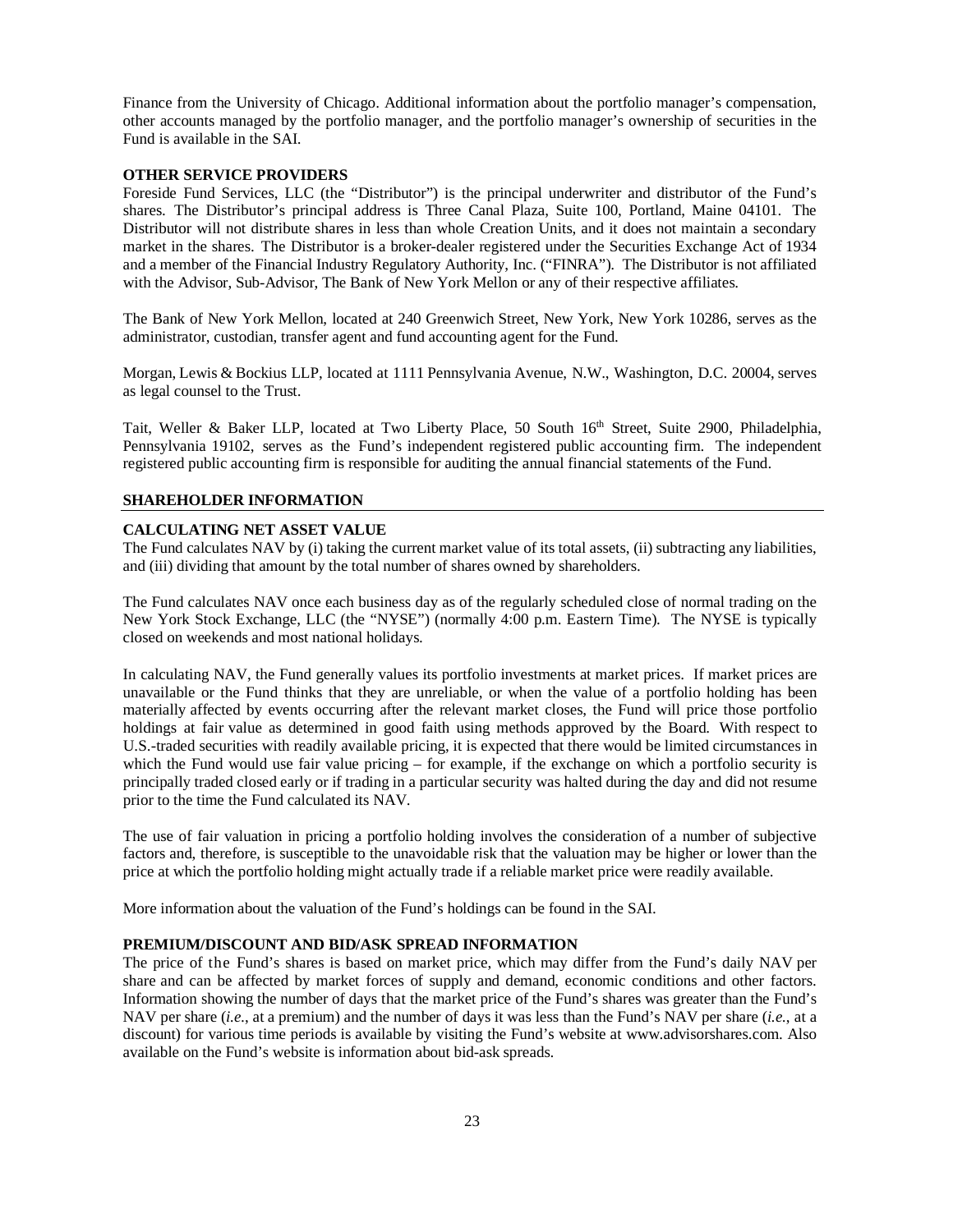Finance from the University of Chicago. Additional information about the portfolio manager's compensation, other accounts managed by the portfolio manager, and the portfolio manager's ownership of securities in the Fund is available in the SAI.

### OTHER SERVICE PROVIDERS

Foreside Fund Services, LLC (the "Distributor") is the principal underwriter and distributor of the Fund's shares. The Distributor's principal address is Three Canal Plaza, Suite 100, Portland, Maine 04101. The Distributor will not distribute shares in less than whole Creation Units, and it does not maintain a secondary market in the shares. The Distributor is a broker-dealer registered under the Securities Exchange Act of 1934 and a member of the Financial Industry Regulatory Authority, Inc. ("FINRA"). The Distributor is not affiliated with the Advisor, Sub-Advisor, The Bank of New York Mellon or any of their respective affiliates.

The Bank of New York Mellon, located at 240 Greenwich Street, New York, New York 10286, serves as the administrator, custodian, transfer agent and fund accounting agent for the Fund.

Morgan, Lewis & Bockius LLP, located at 1111 Pennsylvania Avenue, N.W., Washington, D.C. 20004, serves as legal counsel to the Trust.

Tait, Weller & Baker LLP, located at Two Liberty Place, 50 South 16th Street, Suite 2900, Philadelphia, Pennsylvania 19102, serves as the Fund's independent registered public accounting firm. The independent registered public accounting firm is responsible for auditing the annual financial statements of the Fund.

## SHAREHOLDER INFORMATION

### CALCULATING NET ASSET VALUE

The Fund calculates NAV by (i) taking the current market value of its total assets, (ii) subtracting any liabilities, and (iii) dividing that amount by the total number of shares owned by shareholders.

The Fund calculates NAV once each business day as of the regularly scheduled close of normal trading on the New York Stock Exchange, LLC (the "NYSE") (normally 4:00 p.m. Eastern Time). The NYSE is typically closed on weekends and most national holidays.

In calculating NAV, the Fund generally values its portfolio investments at market prices. If market prices are unavailable or the Fund thinks that they are unreliable, or when the value of a portfolio holding has been materially affected by events occurring after the relevant market closes, the Fund will price those portfolio holdings at fair value as determined in good faith using methods approved by the Board. With respect to U.S.-traded securities with readily available pricing, it is expected that there would be limited circumstances in which the Fund would use fair value pricing – for example, if the exchange on which a portfolio security is principally traded closed early or if trading in a particular security was halted during the day and did not resume prior to the time the Fund calculated its NAV.

The use of fair valuation in pricing a portfolio holding involves the consideration of a number of subjective factors and, therefore, is susceptible to the unavoidable risk that the valuation may be higher or lower than the price at which the portfolio holding might actually trade if a reliable market price were readily available.

More information about the valuation of the Fund's holdings can be found in the SAI.

### PREMIUM/DISCOUNT AND BID/ASK SPREAD INFORMATION

The price of the Fund's shares is based on market price, which may differ from the Fund's daily NAV per share and can be affected by market forces of supply and demand, economic conditions and other factors. Information showing the number of days that the market price of the Fund's shares was greater than the Fund's NAV per share (*i.e.*, at a premium) and the number of days it was less than the Fund's NAV per share (*i.e.*, at a discount) for various time periods is available by visiting the Fund's website at www.advisorshares.com. Also available on the Fund's website is information about bid-ask spreads.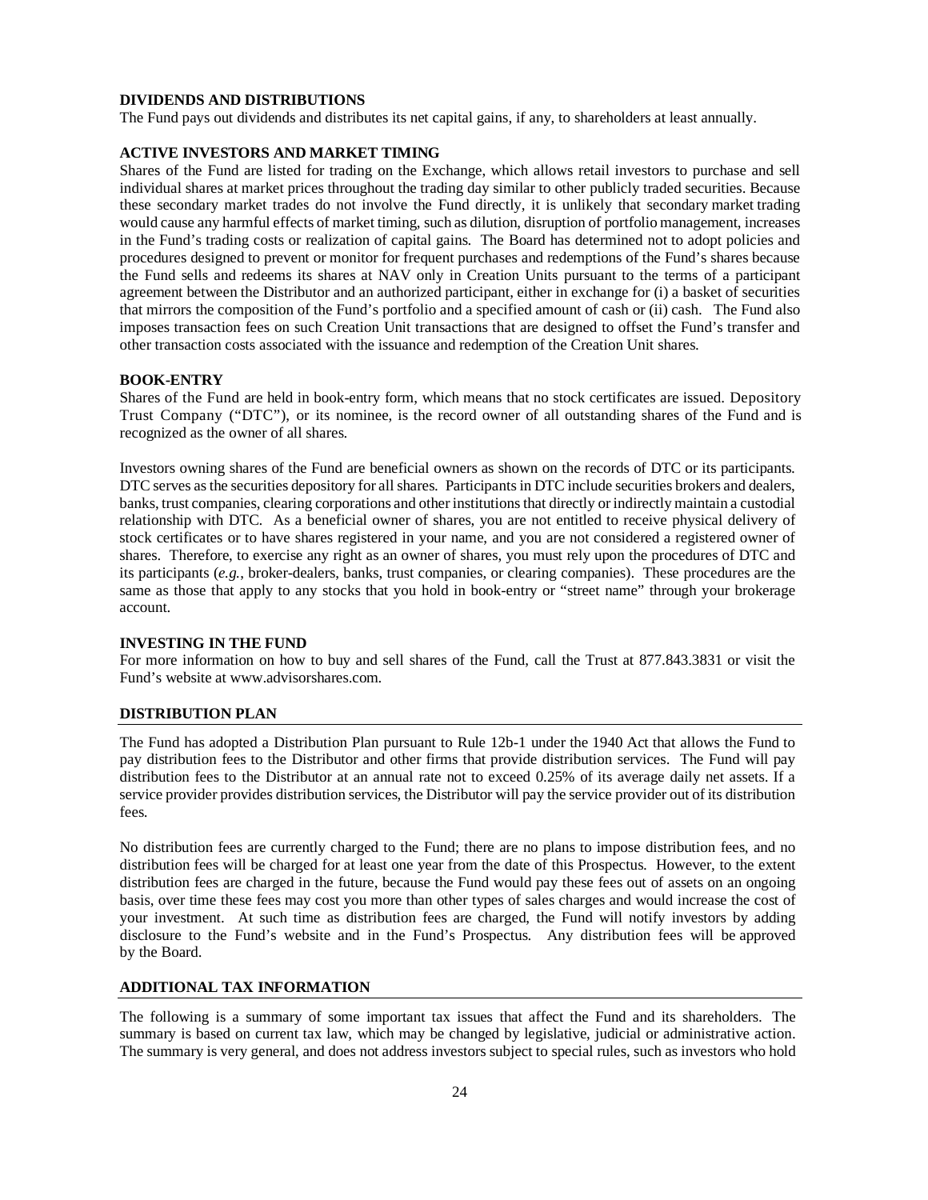### DIVIDENDS AND DISTRIBUTIONS

The Fund pays out dividends and distributes its net capital gains, if any, to shareholders at least annually.

### ACTIVE INVESTORS AND MARKET TIMING

Shares of the Fund are listed for trading on the Exchange, which allows retail investors to purchase and sell individual shares at market prices throughout the trading day similar to other publicly traded securities. Because these secondary market trades do not involve the Fund directly, it is unlikely that secondary market trading would cause any harmful effects of market timing, such as dilution, disruption of portfolio management, increases in the Fund's trading costs or realization of capital gains. The Board has determined not to adopt policies and procedures designed to prevent or monitor for frequent purchases and redemptions of the Fund's shares because the Fund sells and redeems its shares at NAV only in Creation Units pursuant to the terms of a participant agreement between the Distributor and an authorized participant, either in exchange for (i) a basket of securities that mirrors the composition of the Fund's portfolio and a specified amount of cash or (ii) cash. The Fund also imposes transaction fees on such Creation Unit transactions that are designed to offset the Fund's transfer and other transaction costs associated with the issuance and redemption of the Creation Unit shares.

### BOOK-ENTRY

Shares of the Fund are held in book-entry form, which means that no stock certificates are issued. Depository Trust Company ("DTC"), or its nominee, is the record owner of all outstanding shares of the Fund and is recognized as the owner of all shares.

Investors owning shares of the Fund are beneficial owners as shown on the records of DTC or its participants. DTC serves as the securities depository for all shares. Participants in DTC include securities brokers and dealers, banks, trust companies, clearing corporations and other institutions that directly or indirectly maintain a custodial relationship with DTC. As a beneficial owner of shares, you are not entitled to receive physical delivery of stock certificates or to have shares registered in your name, and you are not considered a registered owner of shares. Therefore, to exercise any right as an owner of shares, you must rely upon the procedures of DTC and its participants (*e.g.*, broker-dealers, banks, trust companies, or clearing companies). These procedures are the same as those that apply to any stocks that you hold in book-entry or "street name" through your brokerage account.

### INVESTING IN THE FUND

For more information on how to buy and sell shares of the Fund, call the Trust at 877.843.3831 or visit the Fund's website at www.advisorshares.com.

### DISTRIBUTION PLAN

The Fund has adopted a Distribution Plan pursuant to Rule 12b-1 under the 1940 Act that allows the Fund to pay distribution fees to the Distributor and other firms that provide distribution services. The Fund will pay distribution fees to the Distributor at an annual rate not to exceed 0.25% of its average daily net assets. If a service provider provides distribution services, the Distributor will pay the service provider out of its distribution fees.

No distribution fees are currently charged to the Fund; there are no plans to impose distribution fees, and no distribution fees will be charged for at least one year from the date of this Prospectus. However, to the extent distribution fees are charged in the future, because the Fund would pay these fees out of assets on an ongoing basis, over time these fees may cost you more than other types of sales charges and would increase the cost of your investment. At such time as distribution fees are charged, the Fund will notify investors by adding disclosure to the Fund's website and in the Fund's Prospectus. Any distribution fees will be approved by the Board.

### ADDITIONAL TAX INFORMATION

The following is a summary of some important tax issues that affect the Fund and its shareholders. The summary is based on current tax law, which may be changed by legislative, judicial or administrative action. The summary is very general, and does not address investors subject to special rules, such as investors who hold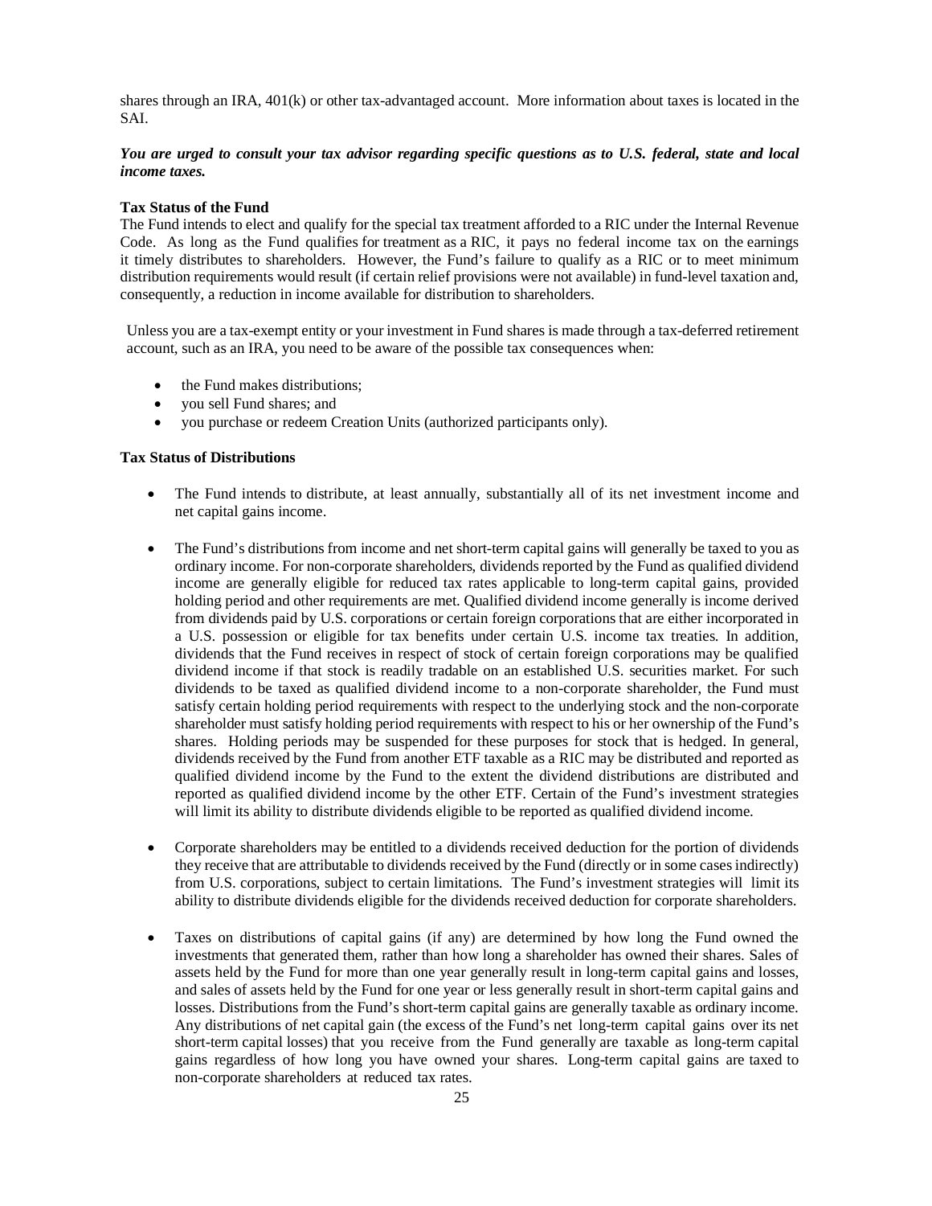shares through an IRA, 401(k) or other tax-advantaged account. More information about taxes is located in the SAI.

***You are urged to consult your tax advisor regarding specific questions as to U.S. federal, state and local income taxes.***

**Tax Status of the Fund**

The Fund intends to elect and qualify for the special tax treatment afforded to a RIC under the Internal Revenue Code. As long as the Fund qualifies for treatment as a RIC, it pays no federal income tax on the earnings it timely distributes to shareholders. However, the Fund's failure to qualify as a RIC or to meet minimum distribution requirements would result (if certain relief provisions were not available) in fund-level taxation and, consequently, a reduction in income available for distribution to shareholders.

Unless you are a tax-exempt entity or your investment in Fund shares is made through a tax-deferred retirement account, such as an IRA, you need to be aware of the possible tax consequences when:

- the Fund makes distributions;
- you sell Fund shares; and
- you purchase or redeem Creation Units (authorized participants only).

**Tax Status of Distributions**

- The Fund intends to distribute, at least annually, substantially all of its net investment income and net capital gains income.

- The Fund's distributions from income and net short-term capital gains will generally be taxed to you as ordinary income. For non-corporate shareholders, dividends reported by the Fund as qualified dividend income are generally eligible for reduced tax rates applicable to long-term capital gains, provided holding period and other requirements are met. Qualified dividend income generally is income derived from dividends paid by U.S. corporations or certain foreign corporations that are either incorporated in a U.S. possession or eligible for tax benefits under certain U.S. income tax treaties. In addition, dividends that the Fund receives in respect of stock of certain foreign corporations may be qualified dividend income if that stock is readily tradable on an established U.S. securities market. For such dividends to be taxed as qualified dividend income to a non-corporate shareholder, the Fund must satisfy certain holding period requirements with respect to the underlying stock and the non-corporate shareholder must satisfy holding period requirements with respect to his or her ownership of the Fund's shares. Holding periods may be suspended for these purposes for stock that is hedged. In general, dividends received by the Fund from another ETF taxable as a RIC may be distributed and reported as qualified dividend income by the Fund to the extent the dividend distributions are distributed and reported as qualified dividend income by the other ETF. Certain of the Fund's investment strategies will limit its ability to distribute dividends eligible to be reported as qualified dividend income.

- Corporate shareholders may be entitled to a dividends received deduction for the portion of dividends they receive that are attributable to dividends received by the Fund (directly or in some cases indirectly) from U.S. corporations, subject to certain limitations. The Fund's investment strategies will limit its ability to distribute dividends eligible for the dividends received deduction for corporate shareholders.

- Taxes on distributions of capital gains (if any) are determined by how long the Fund owned the investments that generated them, rather than how long a shareholder has owned their shares. Sales of assets held by the Fund for more than one year generally result in long-term capital gains and losses, and sales of assets held by the Fund for one year or less generally result in short-term capital gains and losses. Distributions from the Fund's short-term capital gains are generally taxable as ordinary income. Any distributions of net capital gain (the excess of the Fund's net long-term capital gains over its net short-term capital losses) that you receive from the Fund generally are taxable as long-term capital gains regardless of how long you have owned your shares. Long-term capital gains are taxed to non-corporate shareholders at reduced tax rates.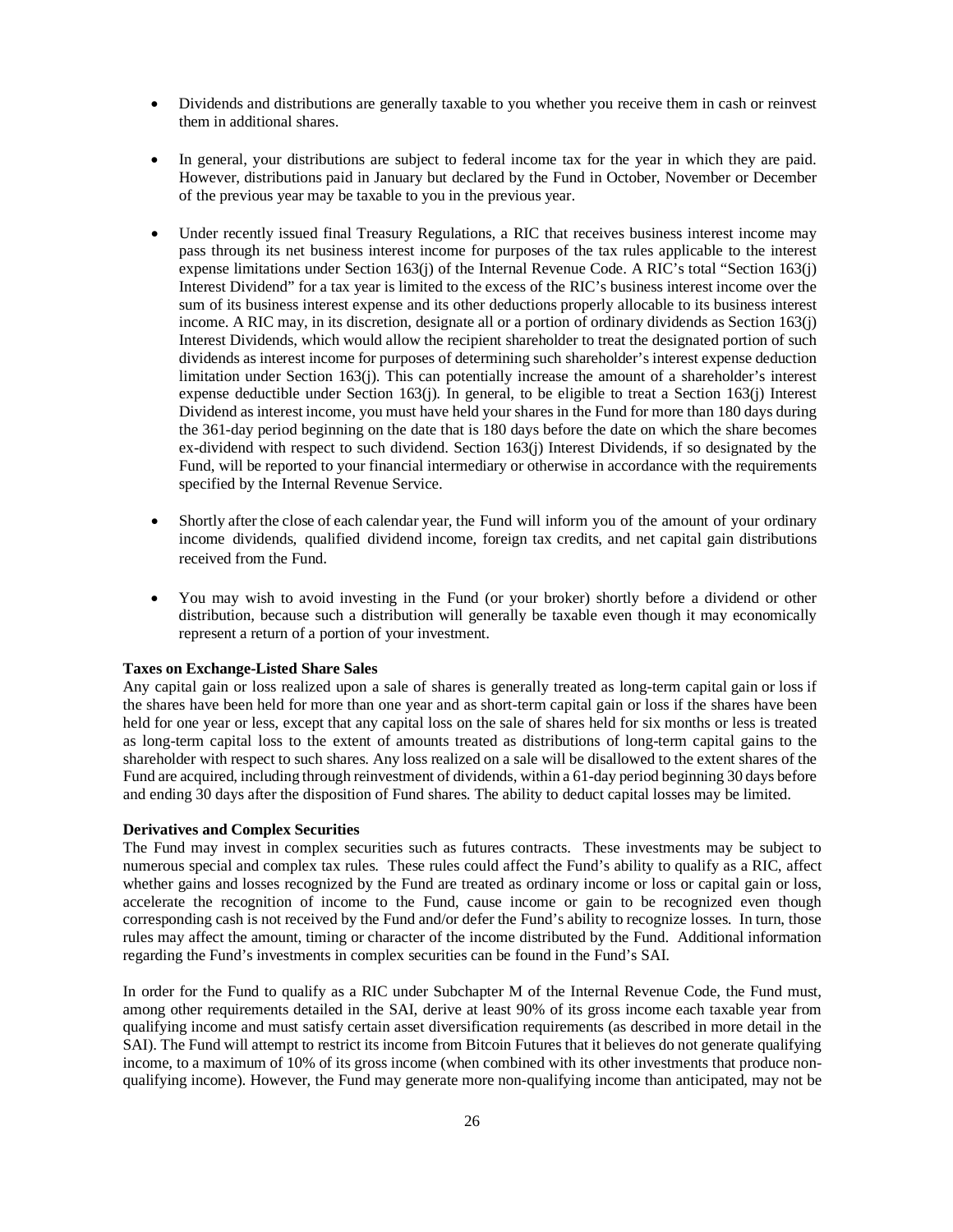- Dividends and distributions are generally taxable to you whether you receive them in cash or reinvest them in additional shares.

- In general, your distributions are subject to federal income tax for the year in which they are paid. However, distributions paid in January but declared by the Fund in October, November or December of the previous year may be taxable to you in the previous year.

- Under recently issued final Treasury Regulations, a RIC that receives business interest income may pass through its net business interest income for purposes of the tax rules applicable to the interest expense limitations under Section 163(j) of the Internal Revenue Code. A RIC's total "Section 163(j) Interest Dividend" for a tax year is limited to the excess of the RIC's business interest income over the sum of its business interest expense and its other deductions properly allocable to its business interest income. A RIC may, in its discretion, designate all or a portion of ordinary dividends as Section 163(j) Interest Dividends, which would allow the recipient shareholder to treat the designated portion of such dividends as interest income for purposes of determining such shareholder's interest expense deduction limitation under Section 163(j). This can potentially increase the amount of a shareholder's interest expense deductible under Section 163(j). In general, to be eligible to treat a Section 163(j) Interest Dividend as interest income, you must have held your shares in the Fund for more than 180 days during the 361-day period beginning on the date that is 180 days before the date on which the share becomes ex-dividend with respect to such dividend. Section 163(j) Interest Dividends, if so designated by the Fund, will be reported to your financial intermediary or otherwise in accordance with the requirements specified by the Internal Revenue Service.

- Shortly after the close of each calendar year, the Fund will inform you of the amount of your ordinary income dividends, qualified dividend income, foreign tax credits, and net capital gain distributions received from the Fund.

- You may wish to avoid investing in the Fund (or your broker) shortly before a dividend or other distribution, because such a distribution will generally be taxable even though it may economically represent a return of a portion of your investment.

**Taxes on Exchange-Listed Share Sales**

Any capital gain or loss realized upon a sale of shares is generally treated as long-term capital gain or loss if the shares have been held for more than one year and as short-term capital gain or loss if the shares have been held for one year or less, except that any capital loss on the sale of shares held for six months or less is treated as long-term capital loss to the extent of amounts treated as distributions of long-term capital gains to the shareholder with respect to such shares. Any loss realized on a sale will be disallowed to the extent shares of the Fund are acquired, including through reinvestment of dividends, within a 61-day period beginning 30 days before and ending 30 days after the disposition of Fund shares. The ability to deduct capital losses may be limited.

**Derivatives and Complex Securities**

The Fund may invest in complex securities such as futures contracts. These investments may be subject to numerous special and complex tax rules. These rules could affect the Fund's ability to qualify as a RIC, affect whether gains and losses recognized by the Fund are treated as ordinary income or loss or capital gain or loss, accelerate the recognition of income to the Fund, cause income or gain to be recognized even though corresponding cash is not received by the Fund and/or defer the Fund's ability to recognize losses. In turn, those rules may affect the amount, timing or character of the income distributed by the Fund. Additional information regarding the Fund's investments in complex securities can be found in the Fund's SAI.

In order for the Fund to qualify as a RIC under Subchapter M of the Internal Revenue Code, the Fund must, among other requirements detailed in the SAI, derive at least 90% of its gross income each taxable year from qualifying income and must satisfy certain asset diversification requirements (as described in more detail in the SAI). The Fund will attempt to restrict its income from Bitcoin Futures that it believes do not generate qualifying income, to a maximum of 10% of its gross income (when combined with its other investments that produce non-qualifying income). However, the Fund may generate more non-qualifying income than anticipated, may not be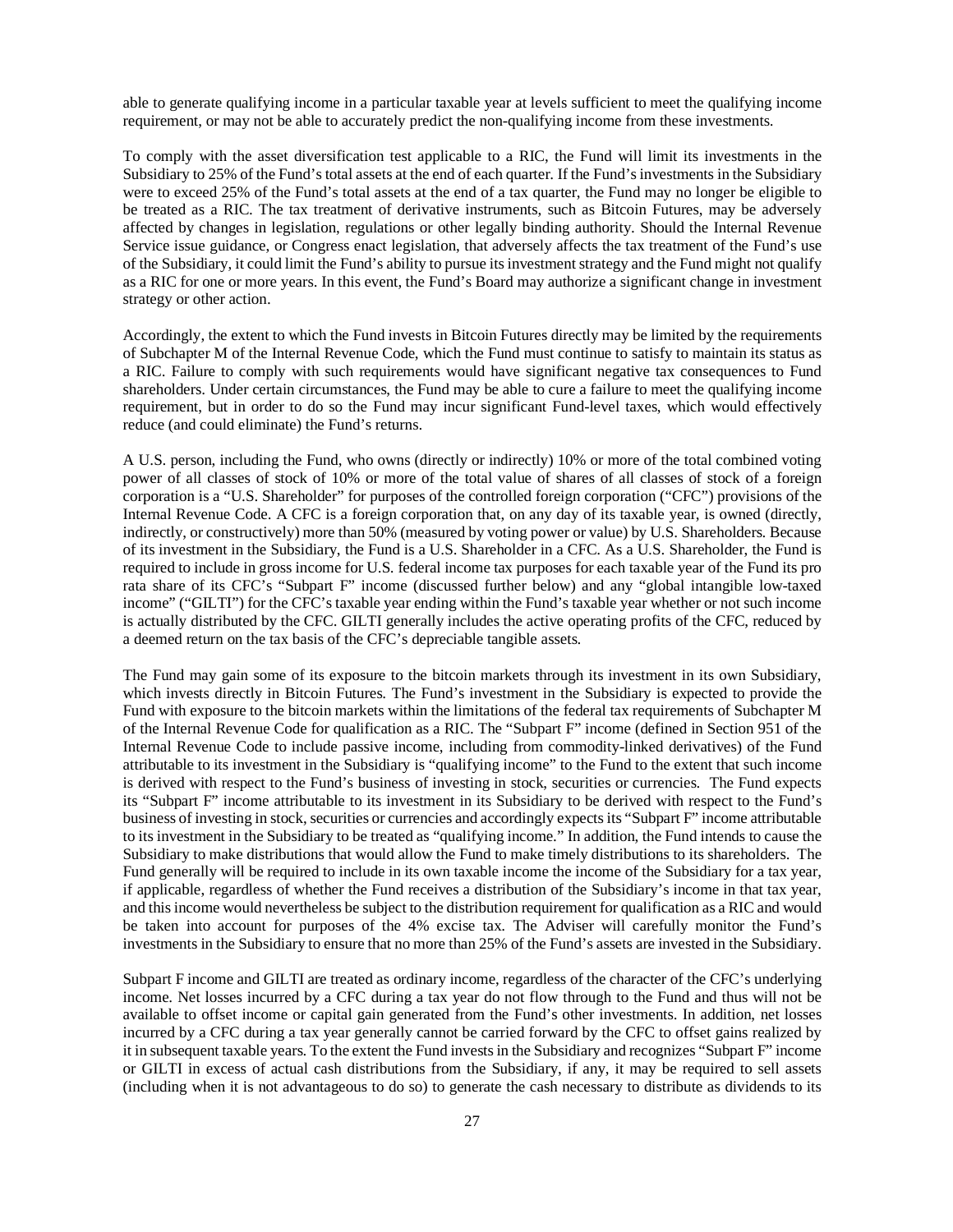able to generate qualifying income in a particular taxable year at levels sufficient to meet the qualifying income requirement, or may not be able to accurately predict the non-qualifying income from these investments.

To comply with the asset diversification test applicable to a RIC, the Fund will limit its investments in the Subsidiary to 25% of the Fund's total assets at the end of each quarter. If the Fund's investments in the Subsidiary were to exceed 25% of the Fund's total assets at the end of a tax quarter, the Fund may no longer be eligible to be treated as a RIC. The tax treatment of derivative instruments, such as Bitcoin Futures, may be adversely affected by changes in legislation, regulations or other legally binding authority. Should the Internal Revenue Service issue guidance, or Congress enact legislation, that adversely affects the tax treatment of the Fund's use of the Subsidiary, it could limit the Fund's ability to pursue its investment strategy and the Fund might not qualify as a RIC for one or more years. In this event, the Fund's Board may authorize a significant change in investment strategy or other action.

Accordingly, the extent to which the Fund invests in Bitcoin Futures directly may be limited by the requirements of Subchapter M of the Internal Revenue Code, which the Fund must continue to satisfy to maintain its status as a RIC. Failure to comply with such requirements would have significant negative tax consequences to Fund shareholders. Under certain circumstances, the Fund may be able to cure a failure to meet the qualifying income requirement, but in order to do so the Fund may incur significant Fund-level taxes, which would effectively reduce (and could eliminate) the Fund's returns.

A U.S. person, including the Fund, who owns (directly or indirectly) 10% or more of the total combined voting power of all classes of stock of 10% or more of the total value of shares of all classes of stock of a foreign corporation is a "U.S. Shareholder" for purposes of the controlled foreign corporation ("CFC") provisions of the Internal Revenue Code. A CFC is a foreign corporation that, on any day of its taxable year, is owned (directly, indirectly, or constructively) more than 50% (measured by voting power or value) by U.S. Shareholders. Because of its investment in the Subsidiary, the Fund is a U.S. Shareholder in a CFC. As a U.S. Shareholder, the Fund is required to include in gross income for U.S. federal income tax purposes for each taxable year of the Fund its pro rata share of its CFC's "Subpart F" income (discussed further below) and any "global intangible low-taxed income" ("GILTI") for the CFC's taxable year ending within the Fund's taxable year whether or not such income is actually distributed by the CFC. GILTI generally includes the active operating profits of the CFC, reduced by a deemed return on the tax basis of the CFC's depreciable tangible assets.

The Fund may gain some of its exposure to the bitcoin markets through its investment in its own Subsidiary, which invests directly in Bitcoin Futures. The Fund's investment in the Subsidiary is expected to provide the Fund with exposure to the bitcoin markets within the limitations of the federal tax requirements of Subchapter M of the Internal Revenue Code for qualification as a RIC. The "Subpart F" income (defined in Section 951 of the Internal Revenue Code to include passive income, including from commodity-linked derivatives) of the Fund attributable to its investment in the Subsidiary is "qualifying income" to the Fund to the extent that such income is derived with respect to the Fund's business of investing in stock, securities or currencies. The Fund expects its "Subpart F" income attributable to its investment in its Subsidiary to be derived with respect to the Fund's business of investing in stock, securities or currencies and accordingly expects its "Subpart F" income attributable to its investment in the Subsidiary to be treated as "qualifying income." In addition, the Fund intends to cause the Subsidiary to make distributions that would allow the Fund to make timely distributions to its shareholders. The Fund generally will be required to include in its own taxable income the income of the Subsidiary for a tax year, if applicable, regardless of whether the Fund receives a distribution of the Subsidiary's income in that tax year, and this income would nevertheless be subject to the distribution requirement for qualification as a RIC and would be taken into account for purposes of the 4% excise tax. The Adviser will carefully monitor the Fund's investments in the Subsidiary to ensure that no more than 25% of the Fund's assets are invested in the Subsidiary.

Subpart F income and GILTI are treated as ordinary income, regardless of the character of the CFC's underlying income. Net losses incurred by a CFC during a tax year do not flow through to the Fund and thus will not be available to offset income or capital gain generated from the Fund's other investments. In addition, net losses incurred by a CFC during a tax year generally cannot be carried forward by the CFC to offset gains realized by it in subsequent taxable years. To the extent the Fund invests in the Subsidiary and recognizes "Subpart F" income or GILTI in excess of actual cash distributions from the Subsidiary, if any, it may be required to sell assets (including when it is not advantageous to do so) to generate the cash necessary to distribute as dividends to its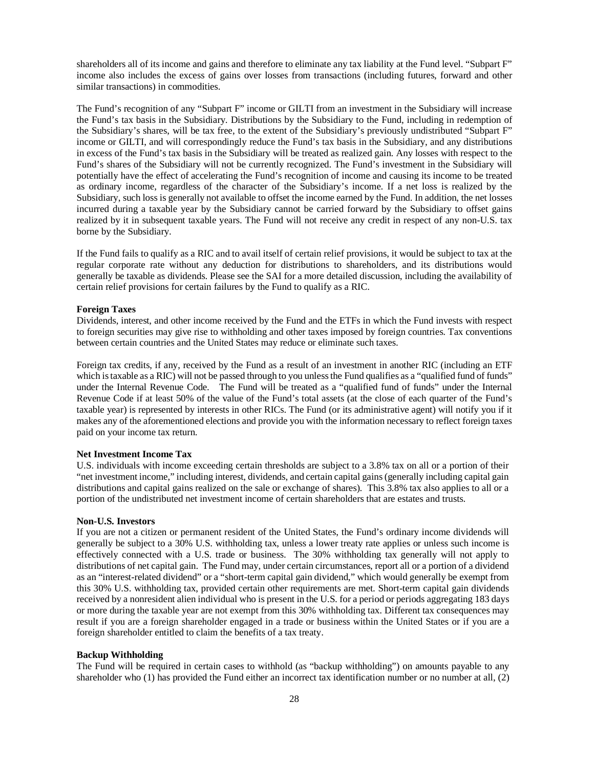shareholders all of its income and gains and therefore to eliminate any tax liability at the Fund level. "Subpart F" income also includes the excess of gains over losses from transactions (including futures, forward and other similar transactions) in commodities.

The Fund's recognition of any "Subpart F" income or GILTI from an investment in the Subsidiary will increase the Fund's tax basis in the Subsidiary. Distributions by the Subsidiary to the Fund, including in redemption of the Subsidiary's shares, will be tax free, to the extent of the Subsidiary's previously undistributed "Subpart F" income or GILTI, and will correspondingly reduce the Fund's tax basis in the Subsidiary, and any distributions in excess of the Fund's tax basis in the Subsidiary will be treated as realized gain. Any losses with respect to the Fund's shares of the Subsidiary will not be currently recognized. The Fund's investment in the Subsidiary will potentially have the effect of accelerating the Fund's recognition of income and causing its income to be treated as ordinary income, regardless of the character of the Subsidiary's income. If a net loss is realized by the Subsidiary, such loss is generally not available to offset the income earned by the Fund. In addition, the net losses incurred during a taxable year by the Subsidiary cannot be carried forward by the Subsidiary to offset gains realized by it in subsequent taxable years. The Fund will not receive any credit in respect of any non-U.S. tax borne by the Subsidiary.

If the Fund fails to qualify as a RIC and to avail itself of certain relief provisions, it would be subject to tax at the regular corporate rate without any deduction for distributions to shareholders, and its distributions would generally be taxable as dividends. Please see the SAI for a more detailed discussion, including the availability of certain relief provisions for certain failures by the Fund to qualify as a RIC.

**Foreign Taxes**

Dividends, interest, and other income received by the Fund and the ETFs in which the Fund invests with respect to foreign securities may give rise to withholding and other taxes imposed by foreign countries. Tax conventions between certain countries and the United States may reduce or eliminate such taxes.

Foreign tax credits, if any, received by the Fund as a result of an investment in another RIC (including an ETF which is taxable as a RIC) will not be passed through to you unless the Fund qualifies as a "qualified fund of funds" under the Internal Revenue Code. The Fund will be treated as a "qualified fund of funds" under the Internal Revenue Code if at least 50% of the value of the Fund's total assets (at the close of each quarter of the Fund's taxable year) is represented by interests in other RICs. The Fund (or its administrative agent) will notify you if it makes any of the aforementioned elections and provide you with the information necessary to reflect foreign taxes paid on your income tax return.

**Net Investment Income Tax**

U.S. individuals with income exceeding certain thresholds are subject to a 3.8% tax on all or a portion of their "net investment income," including interest, dividends, and certain capital gains (generally including capital gain distributions and capital gains realized on the sale or exchange of shares). This 3.8% tax also applies to all or a portion of the undistributed net investment income of certain shareholders that are estates and trusts.

**Non-U.S. Investors**

If you are not a citizen or permanent resident of the United States, the Fund's ordinary income dividends will generally be subject to a 30% U.S. withholding tax, unless a lower treaty rate applies or unless such income is effectively connected with a U.S. trade or business. The 30% withholding tax generally will not apply to distributions of net capital gain. The Fund may, under certain circumstances, report all or a portion of a dividend as an "interest-related dividend" or a "short-term capital gain dividend," which would generally be exempt from this 30% U.S. withholding tax, provided certain other requirements are met. Short-term capital gain dividends received by a nonresident alien individual who is present in the U.S. for a period or periods aggregating 183 days or more during the taxable year are not exempt from this 30% withholding tax. Different tax consequences may result if you are a foreign shareholder engaged in a trade or business within the United States or if you are a foreign shareholder entitled to claim the benefits of a tax treaty.

**Backup Withholding**

The Fund will be required in certain cases to withhold (as "backup withholding") on amounts payable to any shareholder who (1) has provided the Fund either an incorrect tax identification number or no number at all, (2)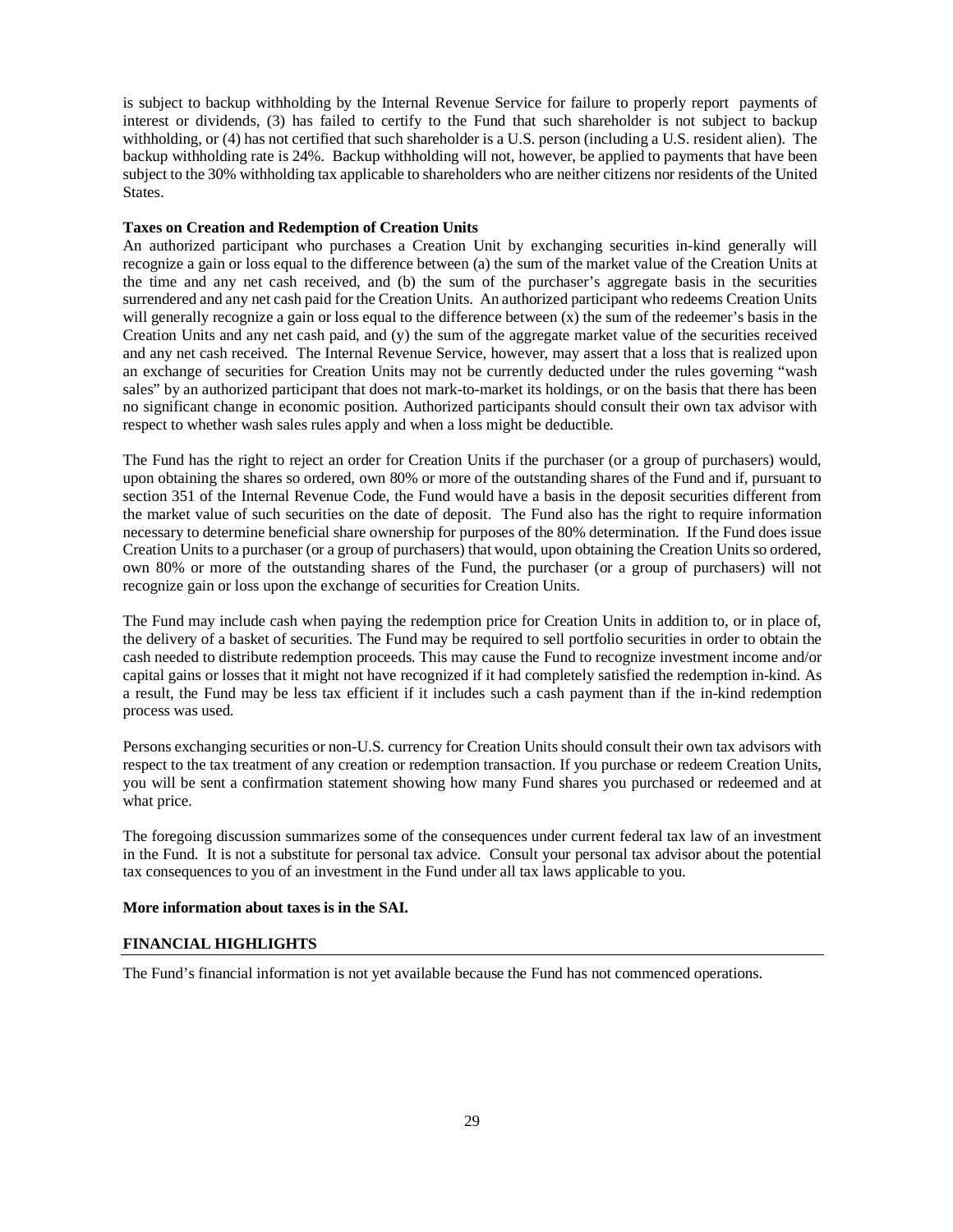is subject to backup withholding by the Internal Revenue Service for failure to properly report payments of interest or dividends, (3) has failed to certify to the Fund that such shareholder is not subject to backup withholding, or (4) has not certified that such shareholder is a U.S. person (including a U.S. resident alien). The backup withholding rate is 24%. Backup withholding will not, however, be applied to payments that have been subject to the 30% withholding tax applicable to shareholders who are neither citizens nor residents of the United States.

**Taxes on Creation and Redemption of Creation Units**

An authorized participant who purchases a Creation Unit by exchanging securities in-kind generally will recognize a gain or loss equal to the difference between (a) the sum of the market value of the Creation Units at the time and any net cash received, and (b) the sum of the purchaser's aggregate basis in the securities surrendered and any net cash paid for the Creation Units. An authorized participant who redeems Creation Units will generally recognize a gain or loss equal to the difference between (x) the sum of the redeemer's basis in the Creation Units and any net cash paid, and (y) the sum of the aggregate market value of the securities received and any net cash received. The Internal Revenue Service, however, may assert that a loss that is realized upon an exchange of securities for Creation Units may not be currently deducted under the rules governing "wash sales" by an authorized participant that does not mark-to-market its holdings, or on the basis that there has been no significant change in economic position. Authorized participants should consult their own tax advisor with respect to whether wash sales rules apply and when a loss might be deductible.

The Fund has the right to reject an order for Creation Units if the purchaser (or a group of purchasers) would, upon obtaining the shares so ordered, own 80% or more of the outstanding shares of the Fund and if, pursuant to section 351 of the Internal Revenue Code, the Fund would have a basis in the deposit securities different from the market value of such securities on the date of deposit. The Fund also has the right to require information necessary to determine beneficial share ownership for purposes of the 80% determination. If the Fund does issue Creation Units to a purchaser (or a group of purchasers) that would, upon obtaining the Creation Units so ordered, own 80% or more of the outstanding shares of the Fund, the purchaser (or a group of purchasers) will not recognize gain or loss upon the exchange of securities for Creation Units.

The Fund may include cash when paying the redemption price for Creation Units in addition to, or in place of, the delivery of a basket of securities. The Fund may be required to sell portfolio securities in order to obtain the cash needed to distribute redemption proceeds. This may cause the Fund to recognize investment income and/or capital gains or losses that it might not have recognized if it had completely satisfied the redemption in-kind. As a result, the Fund may be less tax efficient if it includes such a cash payment than if the in-kind redemption process was used.

Persons exchanging securities or non-U.S. currency for Creation Units should consult their own tax advisors with respect to the tax treatment of any creation or redemption transaction. If you purchase or redeem Creation Units, you will be sent a confirmation statement showing how many Fund shares you purchased or redeemed and at what price.

The foregoing discussion summarizes some of the consequences under current federal tax law of an investment in the Fund. It is not a substitute for personal tax advice. Consult your personal tax advisor about the potential tax consequences to you of an investment in the Fund under all tax laws applicable to you.

**More information about taxes is in the SAI.**

## FINANCIAL HIGHLIGHTS

The Fund's financial information is not yet available because the Fund has not commenced operations.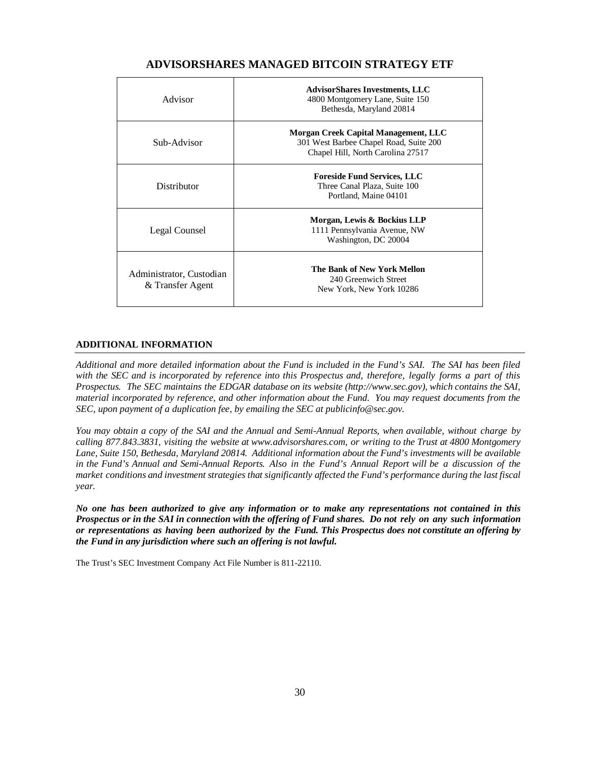# ADVISORSHARES MANAGED BITCOIN STRATEGY ETF

| | |
|---|---|
| Advisor | **AdvisorShares Investments, LLC**<br>4800 Montgomery Lane, Suite 150<br>Bethesda, Maryland 20814 |
| Sub-Advisor | **Morgan Creek Capital Management, LLC**<br>301 West Barbee Chapel Road, Suite 200<br>Chapel Hill, North Carolina 27517 |
| Distributor | **Foreside Fund Services, LLC**<br>Three Canal Plaza, Suite 100<br>Portland, Maine 04101 |
| Legal Counsel | **Morgan, Lewis & Bockius LLP**<br>1111 Pennsylvania Avenue, NW<br>Washington, DC 20004 |
| Administrator, Custodian & Transfer Agent | **The Bank of New York Mellon**<br>240 Greenwich Street<br>New York, New York 10286 |

## ADDITIONAL INFORMATION

*Additional and more detailed information about the Fund is included in the Fund's SAI. The SAI has been filed with the SEC and is incorporated by reference into this Prospectus and, therefore, legally forms a part of this Prospectus. The SEC maintains the EDGAR database on its website (http://www.sec.gov), which contains the SAI, material incorporated by reference, and other information about the Fund. You may request documents from the SEC, upon payment of a duplication fee, by emailing the SEC at publicinfo@sec.gov.*

*You may obtain a copy of the SAI and the Annual and Semi-Annual Reports, when available, without charge by calling 877.843.3831, visiting the website at www.advisorshares.com, or writing to the Trust at 4800 Montgomery Lane, Suite 150, Bethesda, Maryland 20814. Additional information about the Fund's investments will be available in the Fund's Annual and Semi-Annual Reports. Also in the Fund's Annual Report will be a discussion of the market conditions and investment strategies that significantly affected the Fund's performance during the last fiscal year.*

***No one has been authorized to give any information or to make any representations not contained in this Prospectus or in the SAI in connection with the offering of Fund shares. Do not rely on any such information or representations as having been authorized by the Fund. This Prospectus does not constitute an offering by the Fund in any jurisdiction where such an offering is not lawful.***

The Trust's SEC Investment Company Act File Number is 811-22110.